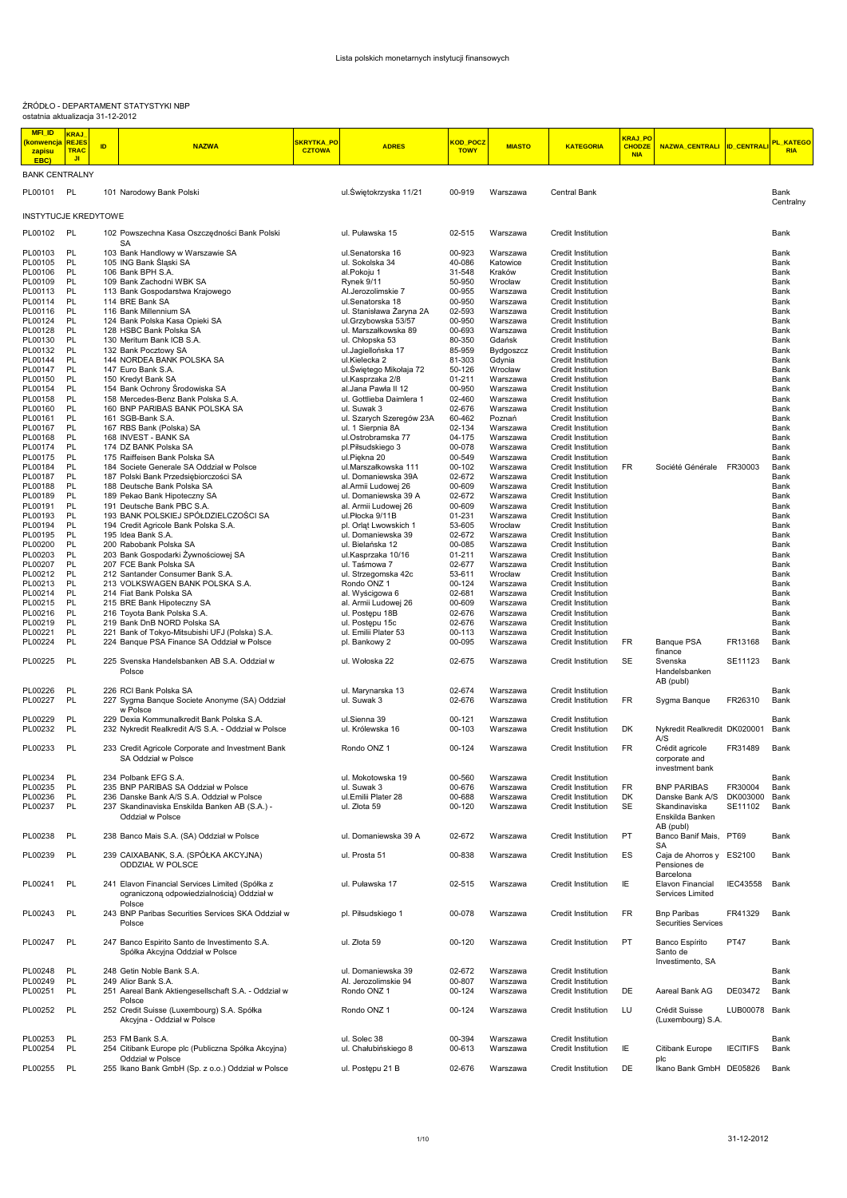Lista polskich monetarnych instytucji finansowych

ŹRÓDŁO - DEPARTAMENT STATYSTYKI NBP
ostatnia aktualizacja 31-12-2012

| MFI_ID (konwencja zapisu EBC) | KRAJ_REJESTRACJI | ID | NAZWA | SKRYTKA_POCZTOWA | ADRES | KOD_POCZTOWY | MIASTO | KATEGORIA | KRAJ_POCHODZENIA | NAZWA_CENTRALI | ID_CENTRALI | PL_KATEGORIA |
|---|---|---|---|---|---|---|---|---|---|---|---|---|
| BANK CENTRALNY | | | | | | | | | | | | |
| PL00101 | PL | 101 | Narodowy Bank Polski | | ul.Świętokrzyska 11/21 | 00-919 | Warszawa | Central Bank | | | | Bank Centralny |
| INSTYTUCJE KREDYTOWE | | | | | | | | | | | | |
| PL00102 | PL | 102 | Powszechna Kasa Oszczędności Bank Polski SA | | ul. Puławska 15 | 02-515 | Warszawa | Credit Institution | | | | Bank |
| PL00103 | PL | 103 | Bank Handlowy w Warszawie SA | | ul.Senatorska 16 | 00-923 | Warszawa | Credit Institution | | | | Bank |
| PL00105 | PL | 105 | ING Bank Śląski SA | | ul. Sokolska 34 | 40-086 | Katowice | Credit Institution | | | | Bank |
| PL00106 | PL | 106 | Bank BPH S.A. | | al.Pokoju 1 | 31-548 | Kraków | Credit Institution | | | | Bank |
| PL00109 | PL | 109 | Bank Zachodni WBK SA | | Rynek 9/11 | 50-950 | Wrocław | Credit Institution | | | | Bank |
| PL00113 | PL | 113 | Bank Gospodarstwa Krajowego | | Al.Jerozolimskie 7 | 00-955 | Warszawa | Credit Institution | | | | Bank |
| PL00114 | PL | 114 | BRE Bank SA | | ul.Senatorska 18 | 00-950 | Warszawa | Credit Institution | | | | Bank |
| PL00116 | PL | 116 | Bank Millennium SA | | ul. Stanisława Żaryna 2A | 02-593 | Warszawa | Credit Institution | | | | Bank |
| PL00124 | PL | 124 | Bank Polska Kasa Opieki SA | | ul.Grzybowska 53/57 | 00-950 | Warszawa | Credit Institution | | | | Bank |
| PL00128 | PL | 128 | HSBC Bank Polska SA | | ul. Marszałkowska 89 | 00-693 | Warszawa | Credit Institution | | | | Bank |
| PL00130 | PL | 130 | Meritum Bank ICB S.A. | | ul. Chłopska 53 | 80-350 | Gdańsk | Credit Institution | | | | Bank |
| PL00132 | PL | 132 | Bank Pocztowy SA | | ul.Jagiellońska 17 | 85-959 | Bydgoszcz | Credit Institution | | | | Bank |
| PL00144 | PL | 144 | NORDEA BANK POLSKA SA | | ul.Kielecka 2 | 81-303 | Gdynia | Credit Institution | | | | Bank |
| PL00147 | PL | 147 | Euro Bank S.A. | | ul.Świętego Mikołaja 72 | 50-126 | Wrocław | Credit Institution | | | | Bank |
| PL00150 | PL | 150 | Kredyt Bank SA | | ul.Kasprzaka 2/8 | 01-211 | Warszawa | Credit Institution | | | | Bank |
| PL00154 | PL | 154 | Bank Ochrony Środowiska SA | | al.Jana Pawła II 12 | 00-950 | Warszawa | Credit Institution | | | | Bank |
| PL00158 | PL | 158 | Mercedes-Benz Bank Polska S.A. | | ul. Gottlieba Daimlera 1 | 02-460 | Warszawa | Credit Institution | | | | Bank |
| PL00160 | PL | 160 | BNP PARIBAS BANK POLSKA SA | | ul. Suwak 3 | 02-676 | Warszawa | Credit Institution | | | | Bank |
| PL00161 | PL | 161 | SGB-Bank S.A. | | ul. Szarych Szeregów 23A | 60-462 | Poznań | Credit Institution | | | | Bank |
| PL00167 | PL | 167 | RBS Bank (Polska) SA | | ul. 1 Sierpnia 8A | 02-134 | Warszawa | Credit Institution | | | | Bank |
| PL00168 | PL | 168 | INVEST - BANK SA | | ul.Ostrobramska 77 | 04-175 | Warszawa | Credit Institution | | | | Bank |
| PL00174 | PL | 174 | DZ BANK Polska SA | | pl.Piłsudskiego 3 | 00-078 | Warszawa | Credit Institution | | | | Bank |
| PL00175 | PL | 175 | Raiffeisen Bank Polska SA | | ul.Piękna 20 | 00-549 | Warszawa | Credit Institution | | | | Bank |
| PL00184 | PL | 184 | Societe Generale SA Oddział w Polsce | | ul.Marszałkowska 111 | 00-102 | Warszawa | Credit Institution | FR | Société Générale | FR30003 | Bank |
| PL00187 | PL | 187 | Polski Bank Przedsiębiorczości SA | | ul. Domaniewska 39A | 02-672 | Warszawa | Credit Institution | | | | Bank |
| PL00188 | PL | 188 | Deutsche Bank Polska SA | | al.Armii Ludowej 26 | 00-609 | Warszawa | Credit Institution | | | | Bank |
| PL00189 | PL | 189 | Pekao Bank Hipoteczny SA | | ul. Domaniewska 39 A | 02-672 | Warszawa | Credit Institution | | | | Bank |
| PL00191 | PL | 191 | Deutsche Bank PBC S.A. | | al. Armii Ludowej 26 | 00-609 | Warszawa | Credit Institution | | | | Bank |
| PL00193 | PL | 193 | BANK POLSKIEJ SPÓŁDZIELCZOŚCI SA | | ul.Płocka 9/11B | 01-231 | Warszawa | Credit Institution | | | | Bank |
| PL00194 | PL | 194 | Credit Agricole Bank Polska S.A. | | pl. Orląt Lwowskich 1 | 53-605 | Wrocław | Credit Institution | | | | Bank |
| PL00195 | PL | 195 | Idea Bank S.A. | | ul. Domaniewska 39 | 02-672 | Warszawa | Credit Institution | | | | Bank |
| PL00200 | PL | 200 | Rabobank Polska SA | | ul. Bielańska 12 | 00-085 | Warszawa | Credit Institution | | | | Bank |
| PL00203 | PL | 203 | Bank Gospodarki Żywnościowej SA | | ul.Kasprzaka 10/16 | 01-211 | Warszawa | Credit Institution | | | | Bank |
| PL00207 | PL | 207 | FCE Bank Polska SA | | ul. Taśmowa 7 | 02-677 | Warszawa | Credit Institution | | | | Bank |
| PL00212 | PL | 212 | Santander Consumer Bank S.A. | | ul. Strzegomska 42c | 53-611 | Wrocław | Credit Institution | | | | Bank |
| PL00213 | PL | 213 | VOLKSWAGEN BANK POLSKA S.A. | | Rondo ONZ 1 | 00-124 | Warszawa | Credit Institution | | | | Bank |
| PL00214 | PL | 214 | Fiat Bank Polska SA | | al. Wyścigowa 6 | 02-681 | Warszawa | Credit Institution | | | | Bank |
| PL00215 | PL | 215 | BRE Bank Hipoteczny SA | | al. Armii Ludowej 26 | 00-609 | Warszawa | Credit Institution | | | | Bank |
| PL00216 | PL | 216 | Toyota Bank Polska S.A. | | ul. Postępu 18B | 02-676 | Warszawa | Credit Institution | | | | Bank |
| PL00219 | PL | 219 | Bank DnB NORD Polska SA | | ul. Postępu 15c | 02-676 | Warszawa | Credit Institution | | | | Bank |
| PL00221 | PL | 221 | Bank of Tokyo-Mitsubishi UFJ (Polska) S.A. | | ul. Emilii Plater 53 | 00-113 | Warszawa | Credit Institution | | | | Bank |
| PL00224 | PL | 224 | Banque PSA Finance SA Oddział w Polsce | | pl. Bankowy 2 | 00-095 | Warszawa | Credit Institution | FR | Banque PSA finance | FR13168 | Bank |
| PL00225 | PL | 225 | Svenska Handelsbanken AB S.A. Oddział w Polsce | | ul. Wołoska 22 | 02-675 | Warszawa | Credit Institution | SE | Svenska Handelsbanken AB (publ) | SE11123 | Bank |
| PL00226 | PL | 226 | RCI Bank Polska SA | | ul. Marynarska 13 | 02-674 | Warszawa | Credit Institution | | | | Bank |
| PL00227 | PL | 227 | Sygma Banque Societe Anonyme (SA) Oddział w Polsce | | ul. Suwak 3 | 02-676 | Warszawa | Credit Institution | FR | Sygma Banque | FR26310 | Bank |
| PL00229 | PL | 229 | Dexia Kommunalkredit Bank Polska S.A. | | ul.Sienna 39 | 00-121 | Warszawa | Credit Institution | | | | Bank |
| PL00232 | PL | 232 | Nykredit Realkredit A/S S.A. - Oddział w Polsce | | ul. Królewska 16 | 00-103 | Warszawa | Credit Institution | DK | Nykredit Realkredit A/S | DK020001 | Bank |
| PL00233 | PL | 233 | Credit Agricole Corporate and Investment Bank SA Oddział w Polsce | | Rondo ONZ 1 | 00-124 | Warszawa | Credit Institution | FR | Crédit agricole corporate and investment bank | FR31489 | Bank |
| PL00234 | PL | 234 | Polbank EFG S.A. | | ul. Mokotowska 19 | 00-560 | Warszawa | Credit Institution | | | | Bank |
| PL00235 | PL | 235 | BNP PARIBAS SA Oddział w Polsce | | ul. Suwak 3 | 00-676 | Warszawa | Credit Institution | FR | BNP PARIBAS | FR30004 | Bank |
| PL00236 | PL | 236 | Danske Bank A/S S.A. Oddział w Polsce | | ul.Emilii Plater 28 | 00-688 | Warszawa | Credit Institution | DK | Danske Bank A/S | DK003000 | Bank |
| PL00237 | PL | 237 | Skandinaviska Enskilda Banken AB (S.A.) - Oddział w Polsce | | ul. Złota 59 | 00-120 | Warszawa | Credit Institution | SE | Skandinaviska Enskilda Banken AB (publ) | SE11102 | Bank |
| PL00238 | PL | 238 | Banco Mais S.A. (SA) Oddział w Polsce | | ul. Domaniewska 39 A | 02-672 | Warszawa | Credit Institution | PT | Banco Banif Mais, SA | PT69 | Bank |
| PL00239 | PL | 239 | CAIXABANK, S.A. (SPÓŁKA AKCYJNA) ODDZIAŁ W POLSCE | | ul. Prosta 51 | 00-838 | Warszawa | Credit Institution | ES | Caja de Ahorros y Pensiones de Barcelona | ES2100 | Bank |
| PL00241 | PL | 241 | Elavon Financial Services Limited (Spółka z ograniczoną odpowiedzialnością) Oddział w Polsce | | ul. Puławska 17 | 02-515 | Warszawa | Credit Institution | IE | Elavon Financial Services Limited | IEC43558 | Bank |
| PL00243 | PL | 243 | BNP Paribas Securities Services SKA Oddział w Polsce | | pl. Piłsudskiego 1 | 00-078 | Warszawa | Credit Institution | FR | Bnp Paribas Securities Services | FR41329 | Bank |
| PL00247 | PL | 247 | Banco Espirito Santo de Investimento S.A. Spółka Akcyjna Oddział w Polsce | | ul. Złota 59 | 00-120 | Warszawa | Credit Institution | PT | Banco Espírito Santo de Investimento, SA | PT47 | Bank |
| PL00248 | PL | 248 | Getin Noble Bank S.A. | | ul. Domaniewska 39 | 02-672 | Warszawa | Credit Institution | | | | Bank |
| PL00249 | PL | 249 | Alior Bank S.A. | | Al. Jerozolimskie 94 | 00-807 | Warszawa | Credit Institution | | | | Bank |
| PL00251 | PL | 251 | Aareal Bank Aktiengesellschaft S.A. - Oddział w Polsce | | Rondo ONZ 1 | 00-124 | Warszawa | Credit Institution | DE | Aareal Bank AG | DE03472 | Bank |
| PL00252 | PL | 252 | Crédit Suisse (Luxembourg) S.A. Spółka Akcyjna - Oddział w Polsce | | Rondo ONZ 1 | 00-124 | Warszawa | Credit Institution | LU | Crédit Suisse (Luxembourg) S.A. | LUB00078 | Bank |
| PL00253 | PL | 253 | FM Bank S.A. | | ul. Solec 38 | 00-394 | Warszawa | Credit Institution | | | | Bank |
| PL00254 | PL | 254 | Citibank Europe plc (Publiczna Spółka Akcyjna) Oddział w Polsce | | ul. Chałubińskiego 8 | 00-613 | Warszawa | Credit Institution | IE | Citibank Europe plc | IECITIFS | Bank |
| PL00255 | PL | 255 | Ikano Bank GmbH (Sp. z o.o.) Oddział w Polsce | | ul. Postępu 21 B | 02-676 | Warszawa | Credit Institution | DE | Ikano Bank GmbH | DE05826 | Bank |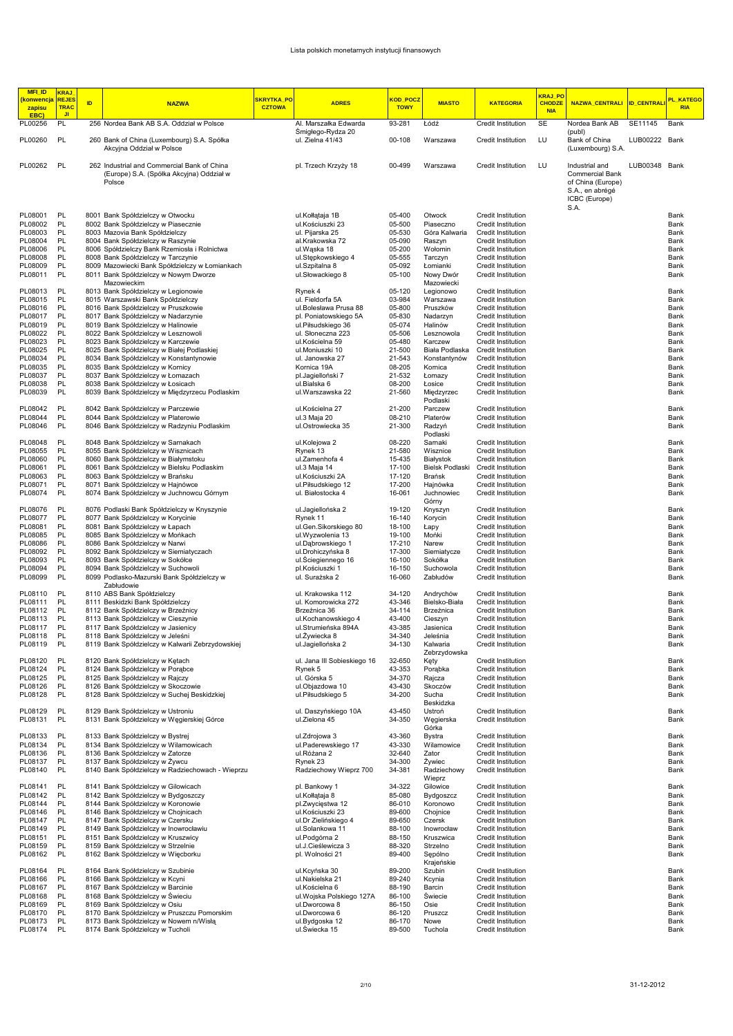Lista polskich monetarnych instytucji finansowych

| MFI_ID (konwencja zapisu EBC) | KRAJ_REJESTRACJI | ID | NAZWA | SKRYTKA_POCZTOWA | ADRES | KOD_POCZTOWY | MIASTO | KATEGORIA | KRAJ_POCHODZENIA | NAZWA_CENTRALI | ID_CENTRALI | PL_KATEGORIA |
|---|---|---|---|---|---|---|---|---|---|---|---|---|
| PL00256 | PL | 256 | Nordea Bank AB S.A. Oddział w Polsce | | Al. Marszałka Edwarda Śmigłego-Rydza 20 | 93-281 | Łódź | Credit Institution | SE | Nordea Bank AB (publ) | SE11145 | Bank |
| PL00260 | PL | 260 | Bank of China (Luxembourg) S.A. Spółka Akcyjna Oddział w Polsce | | ul. Zielna 41/43 | 00-108 | Warszawa | Credit Institution | LU | Bank of China (Luxembourg) S.A. | LUB00222 | Bank |
| PL00262 | PL | 262 | Industrial and Commercial Bank of China (Europe) S.A. (Spółka Akcyjna) Oddział w Polsce | | pl. Trzech Krzyży 18 | 00-499 | Warszawa | Credit Institution | LU | Industrial and Commercial Bank of China (Europe) S.A., en abrégé ICBC (Europe) S.A. | LUB00348 | Bank |
| PL08001 | PL | 8001 | Bank Spółdzielczy w Otwocku | | ul.Kołłątaja 1B | 05-400 | Otwock | Credit Institution | | | | Bank |
| PL08002 | PL | 8002 | Bank Spółdzielczy w Piasecznie | | ul.Kościuszki 23 | 05-500 | Piaseczno | Credit Institution | | | | Bank |
| PL08003 | PL | 8003 | Mazovia Bank Spółdzielczy | | ul. Pijarska 25 | 05-530 | Góra Kalwaria | Credit Institution | | | | Bank |
| PL08004 | PL | 8004 | Bank Spółdzielczy w Raszynie | | al.Krakowska 72 | 05-090 | Raszyn | Credit Institution | | | | Bank |
| PL08006 | PL | 8006 | Spółdzielczy Bank Rzemiosła i Rolnictwa | | ul.Wąska 18 | 05-200 | Wołomin | Credit Institution | | | | Bank |
| PL08008 | PL | 8008 | Bank Spółdzielczy w Tarczynie | | ul.Stępkowskiego 4 | 05-555 | Tarczyn | Credit Institution | | | | Bank |
| PL08009 | PL | 8009 | Mazowiecki Bank Spółdzielczy w Łomiankach | | ul.Szpitalna 8 | 05-092 | Łomianki | Credit Institution | | | | Bank |
| PL08011 | PL | 8011 | Bank Spółdzielczy w Nowym Dworze Mazowieckim | | ul.Słowackiego 8 | 05-100 | Nowy Dwór Mazowiecki | Credit Institution | | | | Bank |
| PL08013 | PL | 8013 | Bank Spółdzielczy w Legionowie | | Rynek 4 | 05-120 | Legionowo | Credit Institution | | | | Bank |
| PL08015 | PL | 8015 | Warszawski Bank Spółdzielczy | | ul. Fieldorfa 5A | 03-984 | Warszawa | Credit Institution | | | | Bank |
| PL08016 | PL | 8016 | Bank Spółdzielczy w Pruszkowie | | ul.Bolesława Prusa 88 | 05-800 | Pruszków | Credit Institution | | | | Bank |
| PL08017 | PL | 8017 | Bank Spółdzielczy w Nadarzynie | | pl. Poniatowskiego 5A | 05-830 | Nadarzyn | Credit Institution | | | | Bank |
| PL08019 | PL | 8019 | Bank Spółdzielczy w Halinowie | | ul.Piłsudskiego 36 | 05-074 | Halinów | Credit Institution | | | | Bank |
| PL08022 | PL | 8022 | Bank Spółdzielczy w Lesznowoli | | ul. Słoneczna 223 | 05-506 | Lesznowola | Credit Institution | | | | Bank |
| PL08023 | PL | 8023 | Bank Spółdzielczy w Karczewie | | ul.Kościelna 59 | 05-480 | Karczew | Credit Institution | | | | Bank |
| PL08025 | PL | 8025 | Bank Spółdzielczy w Białej Podlaskiej | | ul.Moniuszki 10 | 21-500 | Biała Podlaska | Credit Institution | | | | Bank |
| PL08034 | PL | 8034 | Bank Spółdzielczy w Konstantynowie | | ul. Janowska 27 | 21-543 | Konstantynów | Credit Institution | | | | Bank |
| PL08035 | PL | 8035 | Bank Spółdzielczy w Kornicy | | Kornica 19A | 08-205 | Kornica | Credit Institution | | | | Bank |
| PL08037 | PL | 8037 | Bank Spółdzielczy w Łomazach | | pl.Jagielloński 7 | 21-532 | Łomazy | Credit Institution | | | | Bank |
| PL08038 | PL | 8038 | Bank Spółdzielczy w Łosicach | | ul.Bialska 6 | 08-200 | Łosice | Credit Institution | | | | Bank |
| PL08039 | PL | 8039 | Bank Spółdzielczy w Międzyrzecu Podlaskim | | ul.Warszawska 22 | 21-560 | Międzyrzec Podlaski | Credit Institution | | | | Bank |
| PL08042 | PL | 8042 | Bank Spółdzielczy w Parczewie | | ul.Kościelna 27 | 21-200 | Parczew | Credit Institution | | | | Bank |
| PL08044 | PL | 8044 | Bank Spółdzielczy w Platerowie | | ul.3 Maja 20 | 08-210 | Platerów | Credit Institution | | | | Bank |
| PL08046 | PL | 8046 | Bank Spółdzielczy w Radzyniu Podlaskim | | ul.Ostrowiecka 35 | 21-300 | Radzyń Podlaski | Credit Institution | | | | Bank |
| PL08048 | PL | 8048 | Bank Spółdzielczy w Sarnakach | | ul.Kolejowa 2 | 08-220 | Sarnaki | Credit Institution | | | | Bank |
| PL08055 | PL | 8055 | Bank Spółdzielczy w Wisznicach | | Rynek 13 | 21-580 | Wisznice | Credit Institution | | | | Bank |
| PL08060 | PL | 8060 | Bank Spółdzielczy w Białymstoku | | ul.Zamenhofa 4 | 15-435 | Białystok | Credit Institution | | | | Bank |
| PL08061 | PL | 8061 | Bank Spółdzielczy w Bielsku Podlaskim | | ul.3 Maja 14 | 17-100 | Bielsk Podlaski | Credit Institution | | | | Bank |
| PL08063 | PL | 8063 | Bank Spółdzielczy w Brańsku | | ul.Kościuszki 2A | 17-120 | Brańsk | Credit Institution | | | | Bank |
| PL08071 | PL | 8071 | Bank Spółdzielczy w Hajnówce | | ul.Piłsudskiego 12 | 17-200 | Hajnówka | Credit Institution | | | | Bank |
| PL08074 | PL | 8074 | Bank Spółdzielczy w Juchnowcu Górnym | | ul. Białostocka 4 | 16-061 | Juchnowiec Górny | Credit Institution | | | | Bank |
| PL08076 | PL | 8076 | Podlaski Bank Spółdzielczy w Knyszynie | | ul.Jagiellońska 2 | 19-120 | Knyszyn | Credit Institution | | | | Bank |
| PL08077 | PL | 8077 | Bank Spółdzielczy w Korycinie | | Rynek 11 | 16-140 | Korycin | Credit Institution | | | | Bank |
| PL08081 | PL | 8081 | Bank Spółdzielczy w Łapach | | ul.Gen.Sikorskiego 80 | 18-100 | Łapy | Credit Institution | | | | Bank |
| PL08085 | PL | 8085 | Bank Spółdzielczy w Mońkach | | ul.Wyzwolenia 13 | 19-100 | Mońki | Credit Institution | | | | Bank |
| PL08086 | PL | 8086 | Bank Spółdzielczy w Narwi | | ul.Dąbrowskiego 1 | 17-210 | Narew | Credit Institution | | | | Bank |
| PL08092 | PL | 8092 | Bank Spółdzielczy w Siemiatyczach | | ul.Drohiczyńska 8 | 17-300 | Siemiatycze | Credit Institution | | | | Bank |
| PL08093 | PL | 8093 | Bank Spółdzielczy w Sokółce | | ul.Ściegiennego 16 | 16-100 | Sokółka | Credit Institution | | | | Bank |
| PL08094 | PL | 8094 | Bank Spółdzielczy w Suchowoli | | pl.Kościuszki 1 | 16-150 | Suchowola | Credit Institution | | | | Bank |
| PL08099 | PL | 8099 | Podlasko-Mazurski Bank Spółdzielczy w Zabłudowie | | ul. Surażska 2 | 16-060 | Zabłudów | Credit Institution | | | | Bank |
| PL08110 | PL | 8110 | ABS Bank Spółdzielczy | | ul. Krakowska 112 | 34-120 | Andrychów | Credit Institution | | | | Bank |
| PL08111 | PL | 8111 | Beskidzki Bank Spółdzielczy | | ul. Komorowicka 272 | 43-346 | Bielsko-Biała | Credit Institution | | | | Bank |
| PL08112 | PL | 8112 | Bank Spółdzielczy w Brzeźnicy | | Brzeźnica 36 | 34-114 | Brzeźnica | Credit Institution | | | | Bank |
| PL08113 | PL | 8113 | Bank Spółdzielczy w Cieszynie | | ul.Kochanowskiego 4 | 43-400 | Cieszyn | Credit Institution | | | | Bank |
| PL08117 | PL | 8117 | Bank Spółdzielczy w Jasienicy | | ul.Strumieńska 894A | 43-385 | Jasienica | Credit Institution | | | | Bank |
| PL08118 | PL | 8118 | Bank Spółdzielczy w Jeleśni | | ul.Żywiecka 8 | 34-340 | Jeleśnia | Credit Institution | | | | Bank |
| PL08119 | PL | 8119 | Bank Spółdzielczy w Kalwarii Zebrzydowskiej | | ul.Jagiellońska 2 | 34-130 | Kalwaria Zebrzydowska | Credit Institution | | | | Bank |
| PL08120 | PL | 8120 | Bank Spółdzielczy w Kętach | | ul. Jana III Sobieskiego 16 | 32-650 | Kęty | Credit Institution | | | | Bank |
| PL08124 | PL | 8124 | Bank Spółdzielczy w Porąbce | | Rynek 5 | 43-353 | Porąbka | Credit Institution | | | | Bank |
| PL08125 | PL | 8125 | Bank Spółdzielczy w Rajczy | | ul. Górska 5 | 34-370 | Rajcza | Credit Institution | | | | Bank |
| PL08126 | PL | 8126 | Bank Spółdzielczy w Skoczowie | | ul.Objazdowa 10 | 43-430 | Skoczów | Credit Institution | | | | Bank |
| PL08128 | PL | 8128 | Bank Spółdzielczy w Suchej Beskidzkiej | | ul.Piłsudskiego 5 | 34-200 | Sucha Beskidzka | Credit Institution | | | | Bank |
| PL08129 | PL | 8129 | Bank Spółdzielczy w Ustroniu | | ul. Daszyńskiego 10A | 43-450 | Ustroń | Credit Institution | | | | Bank |
| PL08131 | PL | 8131 | Bank Spółdzielczy w Węgierskiej Górce | | ul.Zielona 45 | 34-350 | Węgierska Górka | Credit Institution | | | | Bank |
| PL08133 | PL | 8133 | Bank Spółdzielczy w Bystrej | | ul.Zdrojowa 3 | 43-360 | Bystra | Credit Institution | | | | Bank |
| PL08134 | PL | 8134 | Bank Spółdzielczy w Wilamowicach | | ul.Paderewskiego 17 | 43-330 | Wilamowice | Credit Institution | | | | Bank |
| PL08136 | PL | 8136 | Bank Spółdzielczy w Zatorze | | ul.Różana 2 | 32-640 | Zator | Credit Institution | | | | Bank |
| PL08137 | PL | 8137 | Bank Spółdzielczy w Żywcu | | Rynek 23 | 34-300 | Żywiec | Credit Institution | | | | Bank |
| PL08140 | PL | 8140 | Bank Spółdzielczy w Radziechowach - Wieprzu | | Radziechowy Wieprz 700 | 34-381 | Radziechowy Wieprz | Credit Institution | | | | Bank |
| PL08141 | PL | 8141 | Bank Spółdzielczy w Gilowicach | | pl. Bankowy 1 | 34-322 | Gilowice | Credit Institution | | | | Bank |
| PL08142 | PL | 8142 | Bank Spółdzielczy w Bydgoszczy | | ul.Kołłątaja 8 | 85-080 | Bydgoszcz | Credit Institution | | | | Bank |
| PL08144 | PL | 8144 | Bank Spółdzielczy w Koronowie | | pl.Zwycięstwa 12 | 86-010 | Koronowo | Credit Institution | | | | Bank |
| PL08146 | PL | 8146 | Bank Spółdzielczy w Chojnicach | | ul.Kościuszki 23 | 89-600 | Chojnice | Credit Institution | | | | Bank |
| PL08147 | PL | 8147 | Bank Spółdzielczy w Czersku | | ul.Dr Zielińskiego 4 | 89-650 | Czersk | Credit Institution | | | | Bank |
| PL08149 | PL | 8149 | Bank Spółdzielczy w Inowrocławiu | | ul.Solankowa 11 | 88-100 | Inowrocław | Credit Institution | | | | Bank |
| PL08151 | PL | 8151 | Bank Spółdzielczy w Kruszwicy | | ul.Podgórna 2 | 88-150 | Kruszwica | Credit Institution | | | | Bank |
| PL08159 | PL | 8159 | Bank Spółdzielczy w Strzelnie | | ul.J.Cieślewicza 3 | 88-320 | Strzelno | Credit Institution | | | | Bank |
| PL08162 | PL | 8162 | Bank Spółdzielczy w Więcborku | | pl. Wolności 21 | 89-400 | Sępólno Krajeńskie | Credit Institution | | | | Bank |
| PL08164 | PL | 8164 | Bank Spółdzielczy w Szubinie | | ul.Kcyńska 30 | 89-200 | Szubin | Credit Institution | | | | Bank |
| PL08166 | PL | 8166 | Bank Spółdzielczy w Kcyni | | ul.Nakielska 21 | 89-240 | Kcynia | Credit Institution | | | | Bank |
| PL08167 | PL | 8167 | Bank Spółdzielczy w Barcinie | | ul.Kościelna 6 | 88-190 | Barcin | Credit Institution | | | | Bank |
| PL08168 | PL | 8168 | Bank Spółdzielczy w Świeciu | | ul.Wojska Polskiego 127A | 86-100 | Świecie | Credit Institution | | | | Bank |
| PL08169 | PL | 8169 | Bank Spółdzielczy w Osiu | | ul.Dworcowa 8 | 86-150 | Osie | Credit Institution | | | | Bank |
| PL08170 | PL | 8170 | Bank Spółdzielczy w Pruszczu Pomorskim | | ul.Dworcowa 6 | 86-120 | Pruszcz | Credit Institution | | | | Bank |
| PL08173 | PL | 8173 | Bank Spółdzielczy w Nowem n/Wisłą | | ul.Bydgoska 12 | 86-170 | Nowe | Credit Institution | | | | Bank |
| PL08174 | PL | 8174 | Bank Spółdzielczy w Tucholi | | ul.Świecka 15 | 89-500 | Tuchola | Credit Institution | | | | Bank |

31-12-2012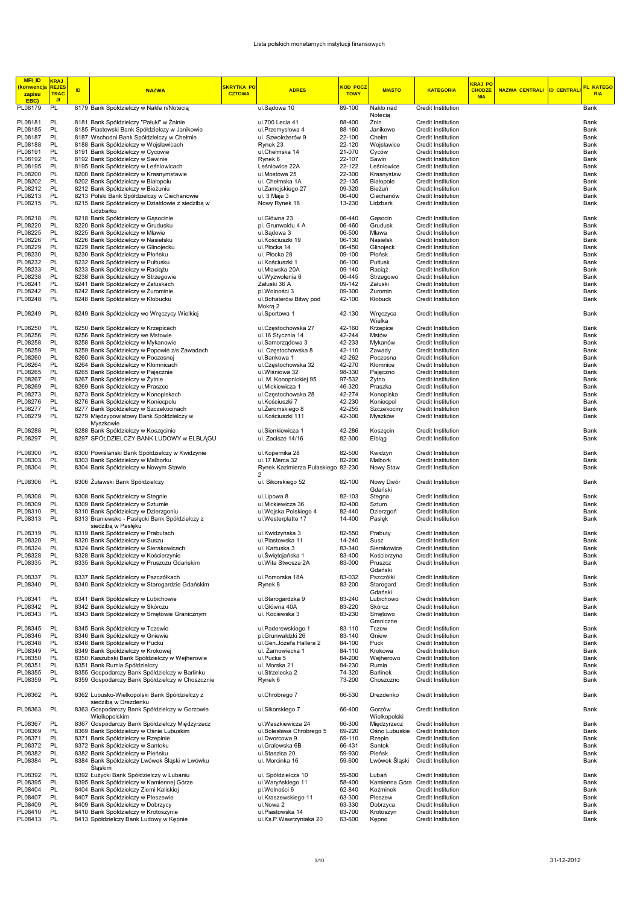| MFI_ID (konwencja zapisu EBC) | KRAJ_REJESTRACJI | ID | NAZWA | SKRYTKA_POCZTOWA | ADRES | KOD_POCZTOWY | MIASTO | KATEGORIA | KRAJ_POCHODZENIA | NAZWA_CENTRALI | ID_CENTRALI | PL_KATEGORIA |
|---|---|---|---|---|---|---|---|---|---|---|---|---|
| PL08179 | PL | 8179 | Bank Spółdzielczy w Nakle n/Notecią | | ul.Sądowa 10 | 89-100 | Nakło nad Notecią | Credit Institution | | | | Bank |
| PL08181 | PL | 8181 | Bank Spółdzielczy "Pałuki" w Żninie | | ul.700 Lecia 41 | 88-400 | Żnin | Credit Institution | | | | Bank |
| PL08185 | PL | 8185 | Piastowski Bank Spółdzielczy w Janikowie | | ul.Przemysłowa 4 | 88-160 | Janikowo | Credit Institution | | | | Bank |
| PL08187 | PL | 8187 | Wschodni Bank Spółdzielczy w Chełmie | | ul. Szwoleżerów 9 | 22-100 | Chełm | Credit Institution | | | | Bank |
| PL08188 | PL | 8188 | Bank Spółdzielczy w Wojsławicach | | Rynek 23 | 22-120 | Wojsławice | Credit Institution | | | | Bank |
| PL08191 | PL | 8191 | Bank Spółdzielczy w Cycowie | | ul.Chełmska 14 | 21-070 | Cyców | Credit Institution | | | | Bank |
| PL08192 | PL | 8192 | Bank Spółdzielczy w Sawinie | | Rynek 6 | 22-107 | Sawin | Credit Institution | | | | Bank |
| PL08195 | PL | 8195 | Bank Spółdzielczy w Leśniowicach | | Leśniowice 22A | 22-122 | Leśniowice | Credit Institution | | | | Bank |
| PL08200 | PL | 8200 | Bank Spółdzielczy w Krasnymstawie | | ul.Mostowa 25 | 22-300 | Krasnystaw | Credit Institution | | | | Bank |
| PL08202 | PL | 8202 | Bank Spółdzielczy w Białopolu | | ul. Chełmska 1A | 22-135 | Białopole | Credit Institution | | | | Bank |
| PL08212 | PL | 8212 | Bank Spółdzielczy w Bieżuniu | | ul.Zamojskiego 27 | 09-320 | Bieżuń | Credit Institution | | | | Bank |
| PL08213 | PL | 8213 | Polski Bank Spółdzielczy w Ciechanowie | | ul. 3 Maja 3 | 06-400 | Ciechanów | Credit Institution | | | | Bank |
| PL08215 | PL | 8215 | Bank Spółdzielczy w Działdowie z siedzibą w Lidzbarku | | Nowy Rynek 18 | 13-230 | Lidzbark | Credit Institution | | | | Bank |
| PL08218 | PL | 8218 | Bank Spółdzielczy w Gąsocinie | | ul.Główna 23 | 06-440 | Gąsocin | Credit Institution | | | | Bank |
| PL08220 | PL | 8220 | Bank Spółdzielczy w Grudusku | | pl. Grunwaldu 4 A | 06-460 | Grudusk | Credit Institution | | | | Bank |
| PL08225 | PL | 8225 | Bank Spółdzielczy w Mławie | | ul.Sądowa 3 | 06-500 | Mława | Credit Institution | | | | Bank |
| PL08226 | PL | 8226 | Bank Spółdzielczy w Nasielsku | | ul.Kościuszki 19 | 06-130 | Nasielsk | Credit Institution | | | | Bank |
| PL08229 | PL | 8229 | Bank Spółdzielczy w Glinojecku | | ul.Płocka 14 | 06-450 | Glinojeck | Credit Institution | | | | Bank |
| PL08230 | PL | 8230 | Bank Spółdzielczy w Płońsku | | ul. Płocka 28 | 09-100 | Płońsk | Credit Institution | | | | Bank |
| PL08232 | PL | 8232 | Bank Spółdzielczy w Pułtusku | | ul.Kościuszki 1 | 06-100 | Pułtusk | Credit Institution | | | | Bank |
| PL08233 | PL | 8233 | Bank Spółdzielczy w Raciążu | | ul.Mławska 20A | 09-140 | Raciąż | Credit Institution | | | | Bank |
| PL08238 | PL | 8238 | Bank Spółdzielczy w Strzegowie | | ul.Wyzwolenia 6 | 06-445 | Strzegowo | Credit Institution | | | | Bank |
| PL08241 | PL | 8241 | Bank Spółdzielczy w Załuskach | | Załuski 36 A | 09-142 | Załuski | Credit Institution | | | | Bank |
| PL08242 | PL | 8242 | Bank Spółdzielczy w Żurominie | | pl.Wolności 3 | 09-300 | Żuromin | Credit Institution | | | | Bank |
| PL08248 | PL | 8248 | Bank Spółdzielczy w Kłobucku | | ul.Bohaterów Bitwy pod Mokrą 2 | 42-100 | Kłobuck | Credit Institution | | | | Bank |
| PL08249 | PL | 8249 | Bank Spółdzielczy we Wręczycy Wielkiej | | ul.Sportowa 1 | 42-130 | Wręczyca Wielka | Credit Institution | | | | Bank |
| PL08250 | PL | 8250 | Bank Spółdzielczy w Krzepicach | | ul.Częstochowska 27 | 42-160 | Krzepice | Credit Institution | | | | Bank |
| PL08256 | PL | 8256 | Bank Spółdzielczy we Mstowie | | ul.16 Stycznia 14 | 42-244 | Mstów | Credit Institution | | | | Bank |
| PL08258 | PL | 8258 | Bank Spółdzielczy w Mykanowie | | ul.Samorządowa 3 | 42-233 | Mykanów | Credit Institution | | | | Bank |
| PL08259 | PL | 8259 | Bank Spółdzielczy w Popowie z/s Zawadach | | ul. Częstochowska 8 | 42-110 | Zawady | Credit Institution | | | | Bank |
| PL08260 | PL | 8260 | Bank Spółdzielczy w Poczesnej | | ul.Bankowa 1 | 42-262 | Poczesna | Credit Institution | | | | Bank |
| PL08264 | PL | 8264 | Bank Spółdzielczy w Kłomnicach | | ul.Częstochowska 32 | 42-270 | Kłomnice | Credit Institution | | | | Bank |
| PL08265 | PL | 8265 | Bank Spółdzielczy w Pajęcznie | | ul.Wiśniowa 32 | 98-330 | Pajęczno | Credit Institution | | | | Bank |
| PL08267 | PL | 8267 | Bank Spółdzielczy w Żytnie | | ul. M. Konopnickiej 95 | 97-532 | Żytno | Credit Institution | | | | Bank |
| PL08269 | PL | 8269 | Bank Spółdzielczy w Praszce | | ul.Mickiewicza 1 | 46-320 | Praszka | Credit Institution | | | | Bank |
| PL08273 | PL | 8273 | Bank Spółdzielczy w Konopiskach | | ul.Częstochowska 28 | 42-274 | Konopiska | Credit Institution | | | | Bank |
| PL08276 | PL | 8276 | Bank Spółdzielczy w Koniecpolu | | ul.Kościuszki 7 | 42-230 | Koniecpol | Credit Institution | | | | Bank |
| PL08277 | PL | 8277 | Bank Spółdzielczy w Szczekocinach | | ul.Żeromskiego 8 | 42-255 | Szczekociny | Credit Institution | | | | Bank |
| PL08279 | PL | 8279 | Międzypowiatowy Bank Spółdzielczy w Myszkowie | | ul.Kościuszki 111 | 42-300 | Myszków | Credit Institution | | | | Bank |
| PL08288 | PL | 8288 | Bank Spółdzielczy w Koszęcinie | | ul.Sienkiewicza 1 | 42-286 | Koszęcin | Credit Institution | | | | Bank |
| PL08297 | PL | 8297 | SPÓŁDZIELCZY BANK LUDOWY w ELBLĄGU | | ul. Zacisze 14/16 | 82-300 | Elbląg | Credit Institution | | | | Bank |
| PL08300 | PL | 8300 | Powiślański Bank Spółdzielczy w Kwidzynie | | ul.Kopernika 28 | 82-500 | Kwidzyn | Credit Institution | | | | Bank |
| PL08303 | PL | 8303 | Bank Spółdzielczy w Malborku | | ul.17 Marca 32 | 82-200 | Malbork | Credit Institution | | | | Bank |
| PL08304 | PL | 8304 | Bank Spółdzielczy w Nowym Stawie | | Rynek Kazimierza Pułaskiego 2 | 82-230 | Nowy Staw | Credit Institution | | | | Bank |
| PL08306 | PL | 8306 | Żuławski Bank Spółdzielczy | | ul. Sikorskiego 52 | 82-100 | Nowy Dwór Gdański | Credit Institution | | | | Bank |
| PL08308 | PL | 8308 | Bank Spółdzielczy w Stegnie | | ul.Lipowa 8 | 82-103 | Stegna | Credit Institution | | | | Bank |
| PL08309 | PL | 8309 | Bank Spółdzielczy w Sztumie | | ul.Mickiewicza 36 | 82-400 | Sztum | Credit Institution | | | | Bank |
| PL08310 | PL | 8310 | Bank Spółdzielczy w Dzierzgoniu | | ul.Wojska Polskiego 4 | 82-440 | Dzierzgoń | Credit Institution | | | | Bank |
| PL08313 | PL | 8313 | Braniewsko - Pasłęcki Bank Spółdzielczy z siedzibą w Pasłęku | | ul.Westerplatte 17 | 14-400 | Pasłęk | Credit Institution | | | | Bank |
| PL08319 | PL | 8319 | Bank Spółdzielczy w Prabutach | | ul.Kwidzyńska 3 | 82-550 | Prabuty | Credit Institution | | | | Bank |
| PL08320 | PL | 8320 | Bank Spółdzielczy w Suszu | | ul.Piastowska 11 | 14-240 | Susz | Credit Institution | | | | Bank |
| PL08324 | PL | 8324 | Bank Spółdzielczy w Sierakowicach | | ul. Kartuska 3 | 83-340 | Sierakowice | Credit Institution | | | | Bank |
| PL08328 | PL | 8328 | Bank Spółdzielczy w Kościerzynie | | ul.Świętojańska 1 | 83-400 | Kościerzyna | Credit Institution | | | | Bank |
| PL08335 | PL | 8335 | Bank Spółdzielczy w Pruszczu Gdańskim | | ul.Wita Stwosza 2A | 83-000 | Pruszcz Gdański | Credit Institution | | | | Bank |
| PL08337 | PL | 8337 | Bank Spółdzielczy w Pszczółkach | | ul.Pomorska 18A | 83-032 | Pszczółki | Credit Institution | | | | Bank |
| PL08340 | PL | 8340 | Bank Spółdzielczy w Starogardzie Gdańskim | | Rynek 8 | 83-200 | Starogard Gdański | Credit Institution | | | | Bank |
| PL08341 | PL | 8341 | Bank Spółdzielczy w Lubichowie | | ul.Starogardzka 9 | 83-240 | Lubichowo | Credit Institution | | | | Bank |
| PL08342 | PL | 8342 | Bank Spółdzielczy w Skórczu | | ul.Główna 40A | 83-220 | Skórcz | Credit Institution | | | | Bank |
| PL08343 | PL | 8343 | Bank Spółdzielczy w Smętowie Granicznym | | ul. Kociewska 3 | 83-230 | Smętowo Graniczne | Credit Institution | | | | Bank |
| PL08345 | PL | 8345 | Bank Spółdzielczy w Tczewie | | ul.Paderewskiego 1 | 83-110 | Tczew | Credit Institution | | | | Bank |
| PL08346 | PL | 8346 | Bank Spółdzielczy w Gniewie | | pl.Grunwaldzki 26 | 83-140 | Gniew | Credit Institution | | | | Bank |
| PL08348 | PL | 8348 | Bank Spółdzielczy w Pucku | | ul.Gen.Józefa Hallera 2 | 84-100 | Puck | Credit Institution | | | | Bank |
| PL08349 | PL | 8349 | Bank Spółdzielczy w Krokowej | | ul. Żarnowiecka 1 | 84-110 | Krokowa | Credit Institution | | | | Bank |
| PL08350 | PL | 8350 | Kaszubski Bank Spółdzielczy w Wejherowie | | ul.Pucka 5 | 84-200 | Wejherowo | Credit Institution | | | | Bank |
| PL08351 | PL | 8351 | Bank Rumia Spółdzielczy | | ul. Morska 21 | 84-230 | Rumia | Credit Institution | | | | Bank |
| PL08355 | PL | 8355 | Gospodarczy Bank Spółdzielczy w Barlinku | | ul.Strzelecka 2 | 74-320 | Barlinek | Credit Institution | | | | Bank |
| PL08359 | PL | 8359 | Gospodarczy Bank Spółdzielczy w Choszcznie | | Rynek 6 | 73-200 | Choszczno | Credit Institution | | | | Bank |
| PL08362 | PL | 8362 | Lubusko-Wielkopolski Bank Spółdzielczy z siedzibą w Drezdenku | | ul.Chrobrego 7 | 66-530 | Drezdenko | Credit Institution | | | | Bank |
| PL08363 | PL | 8363 | Gospodarczy Bank Spółdzielczy w Gorzowie Wielkopolskim | | ul.Sikorskiego 7 | 66-400 | Gorzów Wielkopolski | Credit Institution | | | | Bank |
| PL08367 | PL | 8367 | Gospodarczy Bank Spółdzielczy Międzyrzecz | | ul.Waszkiewicza 24 | 66-300 | Międzyrzecz | Credit Institution | | | | Bank |
| PL08369 | PL | 8369 | Bank Spółdzielczy w Ośnie Lubuskim | | ul.Bolesława Chrobrego 5 | 69-220 | Ośno Lubuskie | Credit Institution | | | | Bank |
| PL08371 | PL | 8371 | Bank Spółdzielczy w Rzepinie | | ul.Dworcowa 9 | 69-110 | Rzepin | Credit Institution | | | | Bank |
| PL08372 | PL | 8372 | Bank Spółdzielczy w Santoku | | ul.Gralewska 6B | 66-431 | Santok | Credit Institution | | | | Bank |
| PL08382 | PL | 8382 | Bank Spółdzielczy w Pieńsku | | ul.Staszica 20 | 59-930 | Pieńsk | Credit Institution | | | | Bank |
| PL08384 | PL | 8384 | Bank Spółdzielczy Lwówek Śląski w Lwówku Śląskim | | ul. Morcinka 16 | 59-600 | Lwówek Śląski | Credit Institution | | | | Bank |
| PL08392 | PL | 8392 | Łużycki Bank Spółdzielczy w Lubaniu | | ul. Spółdzielcza 10 | 59-800 | Lubań | Credit Institution | | | | Bank |
| PL08395 | PL | 8395 | Bank Spółdzielczy w Kamiennej Górze | | ul.Waryńskiego 11 | 58-400 | Kamienna Góra | Credit Institution | | | | Bank |
| PL08404 | PL | 8404 | Bank Spółdzielczy Ziemi Kaliskiej | | pl.Wolności 6 | 62-840 | Koźminek | Credit Institution | | | | Bank |
| PL08407 | PL | 8407 | Bank Spółdzielczy w Pleszewie | | ul.Kraszewskiego 11 | 63-300 | Pleszew | Credit Institution | | | | Bank |
| PL08409 | PL | 8409 | Bank Spółdzielczy w Dobrzycy | | ul.Nowa 2 | 63-330 | Dobrzyca | Credit Institution | | | | Bank |
| PL08410 | PL | 8410 | Bank Spółdzielczy w Krotoszynie | | ul.Piastowska 14 | 63-700 | Krotoszyn | Credit Institution | | | | Bank |
| PL08413 | PL | 8413 | Spółdzielczy Bank Ludowy w Kępnie | | ul.Ks.P.Wawrzyniaka 20 | 63-600 | Kępno | Credit Institution | | | | Bank |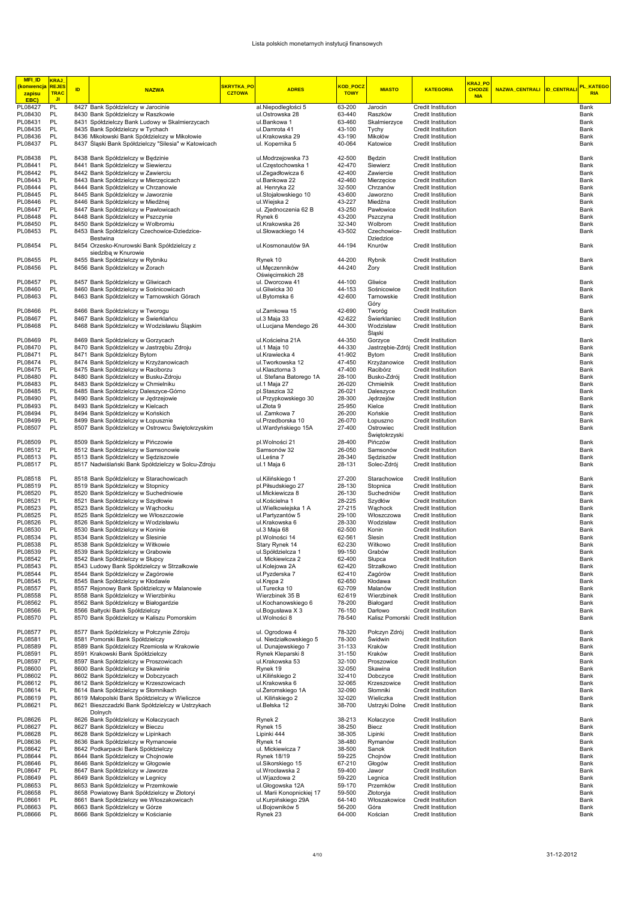Lista polskich monetarnych instytucji finansowych

| MFI_ID (konwencja zapisu EBC) | KRAJ_REJESTRACJI | ID | NAZWA | SKRYTKA_POCZTOWA | ADRES | KOD_POCZTOWY | MIASTO | KATEGORIA | KRAJ_POCHODZENIA | NAZWA_CENTRALI | ID_CENTRALI | PL_KATEGORIA |
|---|---|---|---|---|---|---|---|---|---|---|---|---|
| PL08427 | PL | 8427 | Bank Spółdzielczy w Jarocinie | | al.Niepodległości 5 | 63-200 | Jarocin | Credit Institution | | | | Bank |
| PL08430 | PL | 8430 | Bank Spółdzielczy w Raszkowie | | ul.Ostrowska 28 | 63-440 | Raszków | Credit Institution | | | | Bank |
| PL08431 | PL | 8431 | Spółdzielczy Bank Ludowy w Skalmierzycach | | ul.Bankowa 1 | 63-460 | Skalmierzyce | Credit Institution | | | | Bank |
| PL08435 | PL | 8435 | Bank Spółdzielczy w Tychach | | ul.Damrota 41 | 43-100 | Tychy | Credit Institution | | | | Bank |
| PL08436 | PL | 8436 | Mikołowski Bank Spółdzielczy w Mikołowie | | ul.Krakowska 29 | 43-190 | Mikołów | Credit Institution | | | | Bank |
| PL08437 | PL | 8437 | Śląski Bank Spółdzielczy "Silesia" w Katowicach | | ul. Kopernika 5 | 40-064 | Katowice | Credit Institution | | | | Bank |
| PL08438 | PL | 8438 | Bank Spółdzielczy w Będzinie | | ul.Modrzejowska 73 | 42-500 | Będzin | Credit Institution | | | | Bank |
| PL08441 | PL | 8441 | Bank Spółdzielczy w Siewierzu | | ul.Częstochowska 1 | 42-470 | Siewierz | Credit Institution | | | | Bank |
| PL08442 | PL | 8442 | Bank Spółdzielczy w Zawierciu | | ul.Zegadłowicza 6 | 42-400 | Zawiercie | Credit Institution | | | | Bank |
| PL08443 | PL | 8443 | Bank Spółdzielczy w Mierzęcicach | | ul.Bankowa 22 | 42-460 | Mierzęcice | Credit Institution | | | | Bank |
| PL08444 | PL | 8444 | Bank Spółdzielczy w Chrzanowie | | al. Henryka 22 | 32-500 | Chrzanów | Credit Institution | | | | Bank |
| PL08445 | PL | 8445 | Bank Spółdzielczy w Jaworznie | | ul.Stojałowskiego 10 | 43-600 | Jaworzno | Credit Institution | | | | Bank |
| PL08446 | PL | 8446 | Bank Spółdzielczy w Miedźnej | | ul.Wiejska 2 | 43-227 | Miedźna | Credit Institution | | | | Bank |
| PL08447 | PL | 8447 | Bank Spółdzielczy w Pawłowicach | | ul. Zjednoczenia 62 B | 43-250 | Pawłowice | Credit Institution | | | | Bank |
| PL08448 | PL | 8448 | Bank Spółdzielczy w Pszczynie | | Rynek 6 | 43-200 | Pszczyna | Credit Institution | | | | Bank |
| PL08450 | PL | 8450 | Bank Spółdzielczy w Wolbromiu | | ul.Krakowska 26 | 32-340 | Wolbrom | Credit Institution | | | | Bank |
| PL08453 | PL | 8453 | Bank Spółdzielczy Czechowice-Dziedzice-Bestwina | | ul.Słowackiego 14 | 43-502 | Czechowice-Dziedzice | Credit Institution | | | | Bank |
| PL08454 | PL | 8454 | Orzesko-Knurowski Bank Spółdzielczy z siedzibą w Knurowie | | ul.Kosmonautów 9A | 44-194 | Knurów | Credit Institution | | | | Bank |
| PL08455 | PL | 8455 | Bank Spółdzielczy w Rybniku | | Rynek 10 | 44-200 | Rybnik | Credit Institution | | | | Bank |
| PL08456 | PL | 8456 | Bank Spółdzielczy w Żorach | | ul.Męczenników Oświęcimskich 28 | 44-240 | Żory | Credit Institution | | | | Bank |
| PL08457 | PL | 8457 | Bank Spółdzielczy w Gliwicach | | ul. Dworcowa 41 | 44-100 | Gliwice | Credit Institution | | | | Bank |
| PL08460 | PL | 8460 | Bank Spółdzielczy w Sośnicowicach | | ul.Gliwicka 30 | 44-153 | Sośnicowice | Credit Institution | | | | Bank |
| PL08463 | PL | 8463 | Bank Spółdzielczy w Tarnowskich Górach | | ul.Bytomska 6 | 42-600 | Tarnowskie Góry | Credit Institution | | | | Bank |
| PL08466 | PL | 8466 | Bank Spółdzielczy w Tworogu | | ul.Zamkowa 15 | 42-690 | Tworóg | Credit Institution | | | | Bank |
| PL08467 | PL | 8467 | Bank Spółdzielczy w Świerklańcu | | ul.3 Maja 33 | 42-622 | Świerklaniec | Credit Institution | | | | Bank |
| PL08468 | PL | 8468 | Bank Spółdzielczy w Wodzisławiu Śląskim | | ul.Lucjana Mendego 26 | 44-300 | Wodzisław Śląski | Credit Institution | | | | Bank |
| PL08469 | PL | 8469 | Bank Spółdzielczy w Gorzycach | | ul.Kościelna 21A | 44-350 | Gorzyce | Credit Institution | | | | Bank |
| PL08470 | PL | 8470 | Bank Spółdzielczy w Jastrzębiu Zdroju | | ul.1 Maja 10 | 44-330 | Jastrzębie-Zdrój | Credit Institution | | | | Bank |
| PL08471 | PL | 8471 | Bank Spółdzielczy Bytom | | ul.Krawiecka 4 | 41-902 | Bytom | Credit Institution | | | | Bank |
| PL08474 | PL | 8474 | Bank Spółdzielczy w Krzyżanowicach | | ul.Tworkowska 12 | 47-450 | Krzyżanowice | Credit Institution | | | | Bank |
| PL08475 | PL | 8475 | Bank Spółdzielczy w Raciborzu | | ul.Klasztorna 3 | 47-400 | Racibórz | Credit Institution | | | | Bank |
| PL08480 | PL | 8480 | Bank Spółdzielczy w Busku-Zdroju | | ul. Stefana Batorego 1A | 28-100 | Busko-Zdrój | Credit Institution | | | | Bank |
| PL08483 | PL | 8483 | Bank Spółdzielczy w Chmielniku | | ul.1 Maja 27 | 26-020 | Chmielnik | Credit Institution | | | | Bank |
| PL08485 | PL | 8485 | Bank Spółdzielczy Daleszyce-Górno | | pl.Staszica 32 | 26-021 | Daleszyce | Credit Institution | | | | Bank |
| PL08490 | PL | 8490 | Bank Spółdzielczy w Jędrzejowie | | ul.Przypkowskiego 30 | 28-300 | Jędrzejów | Credit Institution | | | | Bank |
| PL08493 | PL | 8493 | Bank Spółdzielczy w Kielcach | | ul.Złota 9 | 25-950 | Kielce | Credit Institution | | | | Bank |
| PL08494 | PL | 8494 | Bank Spółdzielczy w Końskich | | ul. Zamkowa 7 | 26-200 | Końskie | Credit Institution | | | | Bank |
| PL08499 | PL | 8499 | Bank Spółdzielczy w Łopusznie | | ul.Przedborska 10 | 26-070 | Łopuszno | Credit Institution | | | | Bank |
| PL08507 | PL | 8507 | Bank Spółdzielczy w Ostrowcu Świętokrzyskim | | ul.Wardyńskiego 15A | 27-400 | Ostrowiec Świętokrzyski | Credit Institution | | | | Bank |
| PL08509 | PL | 8509 | Bank Spółdzielczy w Pińczowie | | pl.Wolności 21 | 28-400 | Pińczów | Credit Institution | | | | Bank |
| PL08512 | PL | 8512 | Bank Spółdzielczy w Samsonowie | | Samsonów 32 | 26-050 | Samsonów | Credit Institution | | | | Bank |
| PL08513 | PL | 8513 | Bank Spółdzielczy w Sędziszowie | | ul.Leśna 7 | 28-340 | Sędziszów | Credit Institution | | | | Bank |
| PL08517 | PL | 8517 | Nadwiślański Bank Spółdzielczy w Solcu-Zdroju | | ul.1 Maja 6 | 28-131 | Solec-Zdrój | Credit Institution | | | | Bank |
| PL08518 | PL | 8518 | Bank Spółdzielczy w Starachowicach | | ul.Kilińskiego 1 | 27-200 | Starachowice | Credit Institution | | | | Bank |
| PL08519 | PL | 8519 | Bank Spółdzielczy w Stopnicy | | pl.Piłsudskiego 27 | 28-130 | Stopnica | Credit Institution | | | | Bank |
| PL08520 | PL | 8520 | Bank Spółdzielczy w Suchedniowie | | ul.Mickiewicza 8 | 26-130 | Suchedniów | Credit Institution | | | | Bank |
| PL08521 | PL | 8521 | Bank Spółdzielczy w Szydłowie | | ul.Kościelna 1 | 28-225 | Szydłów | Credit Institution | | | | Bank |
| PL08523 | PL | 8523 | Bank Spółdzielczy w Wąchocku | | ul.Wielkowiejska 1 A | 27-215 | Wąchock | Credit Institution | | | | Bank |
| PL08525 | PL | 8525 | Bank Spółdzielczy we Włoszczowie | | ul.Partyzantów 5 | 29-100 | Włoszczowa | Credit Institution | | | | Bank |
| PL08526 | PL | 8526 | Bank Spółdzielczy w Wodzisławiu | | ul.Krakowska 6 | 28-330 | Wodzisław | Credit Institution | | | | Bank |
| PL08530 | PL | 8530 | Bank Spółdzielczy w Koninie | | ul.3 Maja 68 | 62-500 | Konin | Credit Institution | | | | Bank |
| PL08534 | PL | 8534 | Bank Spółdzielczy w Ślesinie | | pl.Wolności 14 | 62-561 | Ślesin | Credit Institution | | | | Bank |
| PL08538 | PL | 8538 | Bank Spółdzielczy w Witkowie | | Stary Rynek 14 | 62-230 | Witkowo | Credit Institution | | | | Bank |
| PL08539 | PL | 8539 | Bank Spółdzielczy w Grabowie | | ul.Spółdzielcza 1 | 99-150 | Grabów | Credit Institution | | | | Bank |
| PL08542 | PL | 8542 | Bank Spółdzielczy w Słupcy | | ul. Mickiewicza 2 | 62-400 | Słupca | Credit Institution | | | | Bank |
| PL08543 | PL | 8543 | Ludowy Bank Spółdzielczy w Strzałkowie | | ul.Kolejowa 2A | 62-420 | Strzałkowo | Credit Institution | | | | Bank |
| PL08544 | PL | 8544 | Bank Spółdzielczy w Zagórowie | | ul.Pyzderska 7 | 62-410 | Zagórów | Credit Institution | | | | Bank |
| PL08545 | PL | 8545 | Bank Spółdzielczy w Kłodawie | | ul.Krępa 2 | 62-650 | Kłodawa | Credit Institution | | | | Bank |
| PL08557 | PL | 8557 | Rejonowy Bank Spółdzielczy w Malanowie | | ul.Turecka 10 | 62-709 | Malanów | Credit Institution | | | | Bank |
| PL08558 | PL | 8558 | Bank Spółdzielczy w Wierzbinku | | Wierzbinek 35 B | 62-619 | Wierzbinek | Credit Institution | | | | Bank |
| PL08562 | PL | 8562 | Bank Spółdzielczy w Białogardzie | | ul.Kochanowskiego 6 | 78-200 | Białogard | Credit Institution | | | | Bank |
| PL08566 | PL | 8566 | Bałtycki Bank Spółdzielczy | | ul.Bogusława X 3 | 76-150 | Darłowo | Credit Institution | | | | Bank |
| PL08570 | PL | 8570 | Bank Spółdzielczy w Kaliszu Pomorskim | | ul.Wolności 8 | 78-540 | Kalisz Pomorski | Credit Institution | | | | Bank |
| PL08577 | PL | 8577 | Bank Spółdzielczy w Połczynie Zdroju | | ul. Ogrodowa 4 | 78-320 | Połczyn Zdrój | Credit Institution | | | | Bank |
| PL08581 | PL | 8581 | Pomorski Bank Spółdzielczy | | ul. Niedziałkowskiego 5 | 78-300 | Świdwin | Credit Institution | | | | Bank |
| PL08589 | PL | 8589 | Bank Spółdzielczy Rzemiosła w Krakowie | | ul. Dunajewskiego 7 | 31-133 | Kraków | Credit Institution | | | | Bank |
| PL08591 | PL | 8591 | Krakowski Bank Spółdzielczy | | Rynek Kleparski 8 | 31-150 | Kraków | Credit Institution | | | | Bank |
| PL08597 | PL | 8597 | Bank Spółdzielczy w Proszowicach | | ul.Krakowska 53 | 32-100 | Proszowice | Credit Institution | | | | Bank |
| PL08600 | PL | 8600 | Bank Spółdzielczy w Skawinie | | Rynek 19 | 32-050 | Skawina | Credit Institution | | | | Bank |
| PL08602 | PL | 8602 | Bank Spółdzielczy w Dobczycach | | ul.Kilińskiego 2 | 32-410 | Dobczyce | Credit Institution | | | | Bank |
| PL08612 | PL | 8612 | Bank Spółdzielczy w Krzeszowicach | | ul.Krakowska 6 | 32-065 | Krzeszowice | Credit Institution | | | | Bank |
| PL08614 | PL | 8614 | Bank Spółdzielczy w Słomnikach | | ul.Żeromskiego 1A | 32-090 | Słomniki | Credit Institution | | | | Bank |
| PL08619 | PL | 8619 | Małopolski Bank Spółdzielczy w Wieliczce | | ul. Kilińskiego 2 | 32-020 | Wieliczka | Credit Institution | | | | Bank |
| PL08621 | PL | 8621 | Bieszczadzki Bank Spółdzielczy w Ustrzykach Dolnych | | ul.Bełska 12 | 38-700 | Ustrzyki Dolne | Credit Institution | | | | Bank |
| PL08626 | PL | 8626 | Bank Spółdzielczy w Kołaczycach | | Rynek 2 | 38-213 | Kołaczyce | Credit Institution | | | | Bank |
| PL08627 | PL | 8627 | Bank Spółdzielczy w Bieczu | | Rynek 15 | 38-250 | Biecz | Credit Institution | | | | Bank |
| PL08628 | PL | 8628 | Bank Spółdzielczy w Lipinkach | | Lipinki 444 | 38-305 | Lipinki | Credit Institution | | | | Bank |
| PL08636 | PL | 8636 | Bank Spółdzielczy w Rymanowie | | Rynek 14 | 38-480 | Rymanów | Credit Institution | | | | Bank |
| PL08642 | PL | 8642 | Podkarpacki Bank Spółdzielczy | | ul. Mickiewicza 7 | 38-500 | Sanok | Credit Institution | | | | Bank |
| PL08644 | PL | 8644 | Bank Spółdzielczy w Chojnowie | | Rynek 18/19 | 59-225 | Chojnów | Credit Institution | | | | Bank |
| PL08646 | PL | 8646 | Bank Spółdzielczy w Głogowie | | ul.Sikorskiego 15 | 67-210 | Głogów | Credit Institution | | | | Bank |
| PL08647 | PL | 8647 | Bank Spółdzielczy w Jaworze | | ul.Wrocławska 2 | 59-400 | Jawor | Credit Institution | | | | Bank |
| PL08649 | PL | 8649 | Bank Spółdzielczy w Legnicy | | ul.Wjazdowa 2 | 59-220 | Legnica | Credit Institution | | | | Bank |
| PL08653 | PL | 8653 | Bank Spółdzielczy w Przemkowie | | ul.Głogowska 12A | 59-170 | Przemków | Credit Institution | | | | Bank |
| PL08658 | PL | 8658 | Powiatowy Bank Spółdzielczy w Złotoryi | | ul. Marii Konopnickiej 17 | 59-500 | Złotoryja | Credit Institution | | | | Bank |
| PL08661 | PL | 8661 | Bank Spółdzielczy we Włoszakowicach | | ul.Kurpińskiego 29A | 64-140 | Włoszakowice | Credit Institution | | | | Bank |
| PL08663 | PL | 8663 | Bank Spółdzielczy w Górze | | ul.Bojowników 5 | 56-200 | Góra | Credit Institution | | | | Bank |
| PL08666 | PL | 8666 | Bank Spółdzielczy w Kościanie | | Rynek 23 | 64-000 | Kościan | Credit Institution | | | | Bank |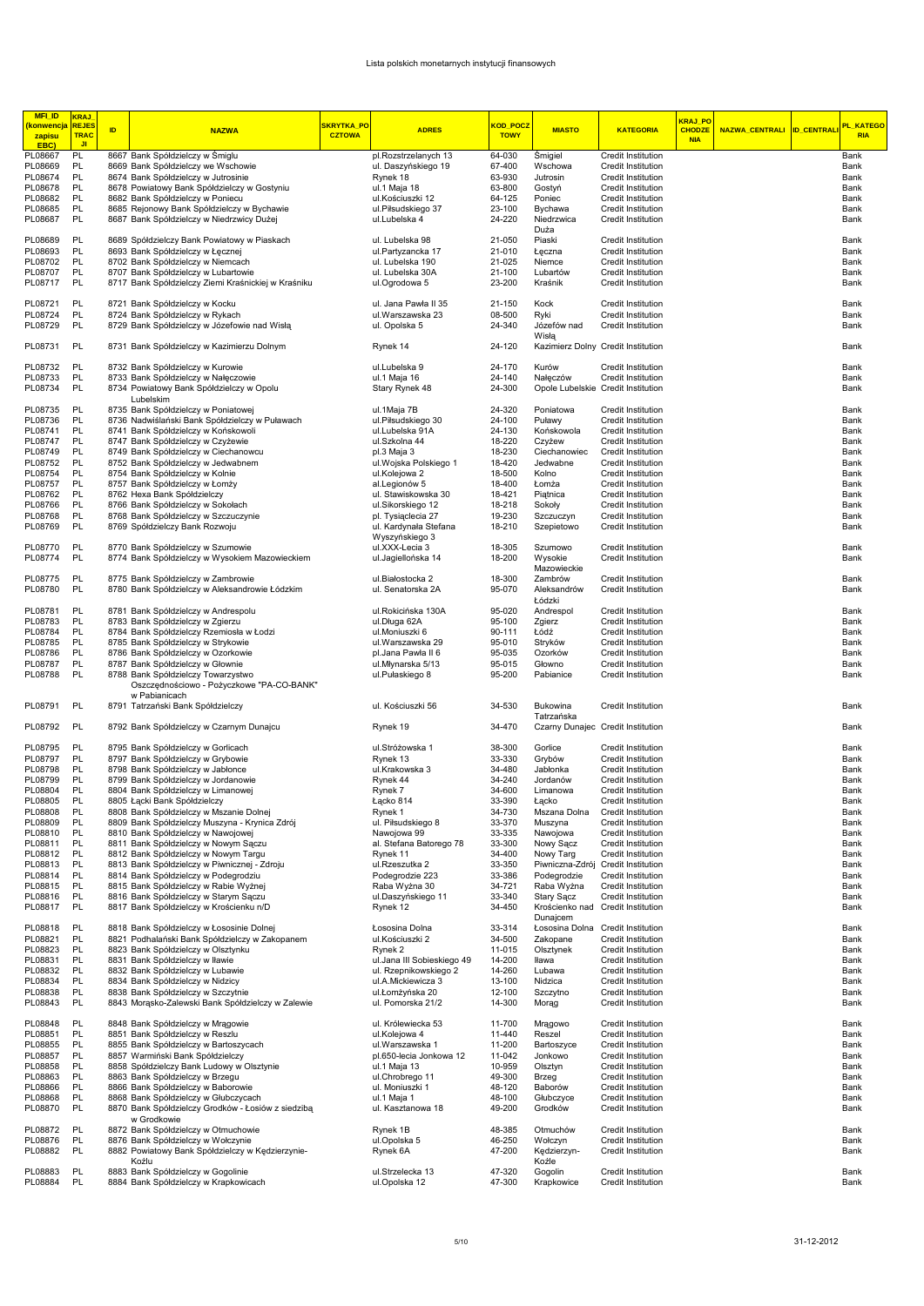Lista polskich monetarnych instytucji finansowych

| MFI_ID (konwencja zapisu EBC) | KRAJ_REJESTRACJI | ID | NAZWA | SKRYTKA_POCZTOWA | ADRES | KOD_POCZTOWY | MIASTO | KATEGORIA | KRAJ_POCHODZENIA | NAZWA_CENTRALI | ID_CENTRALI | PL_KATEGORIA |
|---|---|---|---|---|---|---|---|---|---|---|---|---|
| PL08667 | PL | 8667 | Bank Spółdzielczy w Śmiglu | | pl.Rozstrzelanych 13 | 64-030 | Śmigiel | Credit Institution | | | | Bank |
| PL08669 | PL | 8669 | Bank Spółdzielczy we Wschowie | | ul. Daszyńskiego 19 | 67-400 | Wschowa | Credit Institution | | | | Bank |
| PL08674 | PL | 8674 | Bank Spółdzielczy w Jutrosinie | | Rynek 18 | 63-930 | Jutrosin | Credit Institution | | | | Bank |
| PL08678 | PL | 8678 | Powiatowy Bank Spółdzielczy w Gostyniu | | ul.1 Maja 18 | 63-800 | Gostyń | Credit Institution | | | | Bank |
| PL08682 | PL | 8682 | Bank Spółdzielczy w Poniecu | | ul.Kościuszki 12 | 64-125 | Poniec | Credit Institution | | | | Bank |
| PL08685 | PL | 8685 | Rejonowy Bank Spółdzielczy w Bychawie | | ul.Piłsudskiego 37 | 23-100 | Bychawa | Credit Institution | | | | Bank |
| PL08687 | PL | 8687 | Bank Spółdzielczy w Niedrzwicy Dużej | | ul.Lubelska 4 | 24-220 | Niedrzwica Duża | Credit Institution | | | | Bank |
| PL08689 | PL | 8689 | Spółdzielczy Bank Powiatowy w Piaskach | | ul. Lubelska 98 | 21-050 | Piaski | Credit Institution | | | | Bank |
| PL08693 | PL | 8693 | Bank Spółdzielczy w Łęcznej | | ul.Partyzancka 17 | 21-010 | Łęczna | Credit Institution | | | | Bank |
| PL08702 | PL | 8702 | Bank Spółdzielczy w Niemcach | | ul. Lubelska 190 | 21-025 | Niemce | Credit Institution | | | | Bank |
| PL08707 | PL | 8707 | Bank Spółdzielczy w Lubartowie | | ul. Lubelska 30A | 21-100 | Lubartów | Credit Institution | | | | Bank |
| PL08717 | PL | 8717 | Bank Spółdzielczy Ziemi Kraśnickiej w Kraśniku | | ul.Ogrodowa 5 | 23-200 | Kraśnik | Credit Institution | | | | Bank |
| PL08721 | PL | 8721 | Bank Spółdzielczy w Kocku | | ul. Jana Pawła II 35 | 21-150 | Kock | Credit Institution | | | | Bank |
| PL08724 | PL | 8724 | Bank Spółdzielczy w Rykach | | ul.Warszawska 23 | 08-500 | Ryki | Credit Institution | | | | Bank |
| PL08729 | PL | 8729 | Bank Spółdzielczy w Józefowie nad Wisłą | | ul. Opolska 5 | 24-340 | Józefów nad Wisłą | Credit Institution | | | | Bank |
| PL08731 | PL | 8731 | Bank Spółdzielczy w Kazimierzu Dolnym | | Rynek 14 | 24-120 | Kazimierz Dolny | Credit Institution | | | | Bank |
| PL08732 | PL | 8732 | Bank Spółdzielczy w Kurowie | | ul.Lubelska 9 | 24-170 | Kurów | Credit Institution | | | | Bank |
| PL08733 | PL | 8733 | Bank Spółdzielczy w Nałęczowie | | ul.1 Maja 16 | 24-140 | Nałęczów | Credit Institution | | | | Bank |
| PL08734 | PL | 8734 | Powiatowy Bank Spółdzielczy w Opolu Lubelskim | | Stary Rynek 48 | 24-300 | Opole Lubelskie | Credit Institution | | | | Bank |
| PL08735 | PL | 8735 | Bank Spółdzielczy w Poniatowej | | ul.1Maja 7B | 24-320 | Poniatowa | Credit Institution | | | | Bank |
| PL08736 | PL | 8736 | Nadwiślański Bank Spółdzielczy w Puławach | | ul.Piłsudskiego 30 | 24-100 | Puławy | Credit Institution | | | | Bank |
| PL08741 | PL | 8741 | Bank Spółdzielczy w Końskowoli | | ul.Lubelska 91A | 24-130 | Końskowola | Credit Institution | | | | Bank |
| PL08747 | PL | 8747 | Bank Spółdzielczy w Czyżewie | | ul.Szkolna 44 | 18-220 | Czyżew | Credit Institution | | | | Bank |
| PL08749 | PL | 8749 | Bank Spółdzielczy w Ciechanowcu | | pl.3 Maja 3 | 18-230 | Ciechanowiec | Credit Institution | | | | Bank |
| PL08752 | PL | 8752 | Bank Spółdzielczy w Jedwabnem | | ul.Wojska Polskiego 1 | 18-420 | Jedwabne | Credit Institution | | | | Bank |
| PL08754 | PL | 8754 | Bank Spółdzielczy w Kolnie | | ul.Kolejowa 2 | 18-500 | Kolno | Credit Institution | | | | Bank |
| PL08757 | PL | 8757 | Bank Spółdzielczy w Łomży | | al.Legionów 5 | 18-400 | Łomża | Credit Institution | | | | Bank |
| PL08762 | PL | 8762 | Hexa Bank Spółdzielczy | | ul. Stawiskowska 30 | 18-421 | Piątnica | Credit Institution | | | | Bank |
| PL08766 | PL | 8766 | Bank Spółdzielczy w Sokołach | | ul.Sikorskiego 12 | 18-218 | Sokoły | Credit Institution | | | | Bank |
| PL08768 | PL | 8768 | Bank Spółdzielczy w Szczuczynie | | pl. Tysiąclecia 27 | 19-230 | Szczuczyn | Credit Institution | | | | Bank |
| PL08769 | PL | 8769 | Spółdzielczy Bank Rozwoju | | ul. Kardynała Stefana Wyszyńskiego 3 | 18-210 | Szepietowo | Credit Institution | | | | Bank |
| PL08770 | PL | 8770 | Bank Spółdzielczy w Szumowie | | ul.XXX-Lecia 3 | 18-305 | Szumowo | Credit Institution | | | | Bank |
| PL08774 | PL | 8774 | Bank Spółdzielczy w Wysokiem Mazowieckiem | | ul.Jagiellońska 14 | 18-200 | Wysokie Mazowieckie | Credit Institution | | | | Bank |
| PL08775 | PL | 8775 | Bank Spółdzielczy w Zambrowie | | ul.Białostocka 2 | 18-300 | Zambrów | Credit Institution | | | | Bank |
| PL08780 | PL | 8780 | Bank Spółdzielczy w Aleksandrowie Łódzkim | | ul. Senatorska 2A | 95-070 | Aleksandrów Łódzki | Credit Institution | | | | Bank |
| PL08781 | PL | 8781 | Bank Spółdzielczy w Andrespolu | | ul.Rokicińska 130A | 95-020 | Andrespol | Credit Institution | | | | Bank |
| PL08783 | PL | 8783 | Bank Spółdzielczy w Zgierzu | | ul.Długa 62A | 95-100 | Zgierz | Credit Institution | | | | Bank |
| PL08784 | PL | 8784 | Bank Spółdzielczy Rzemiosła w Łodzi | | ul.Moniuszki 6 | 90-111 | Łódź | Credit Institution | | | | Bank |
| PL08785 | PL | 8785 | Bank Spółdzielczy w Strykowie | | ul.Warszawska 29 | 95-010 | Stryków | Credit Institution | | | | Bank |
| PL08786 | PL | 8786 | Bank Spółdzielczy w Ozorkowie | | pl.Jana Pawła II 6 | 95-035 | Ozorków | Credit Institution | | | | Bank |
| PL08787 | PL | 8787 | Bank Spółdzielczy w Głownie | | ul.Młynarska 5/13 | 95-015 | Głowno | Credit Institution | | | | Bank |
| PL08788 | PL | 8788 | Bank Spółdzielczy Towarzystwo Oszczędnościowo - Pożyczkowe "PA-CO-BANK" w Pabianicach | | ul.Pułaskiego 8 | 95-200 | Pabianice | Credit Institution | | | | Bank |
| PL08791 | PL | 8791 | Tatrzański Bank Spółdzielczy | | ul. Kościuszki 56 | 34-530 | Bukowina Tatrzańska | Credit Institution | | | | Bank |
| PL08792 | PL | 8792 | Bank Spółdzielczy w Czarnym Dunajcu | | Rynek 19 | 34-470 | Czarny Dunajec | Credit Institution | | | | Bank |
| PL08795 | PL | 8795 | Bank Spółdzielczy w Gorlicach | | ul.Stróżowska 1 | 38-300 | Gorlice | Credit Institution | | | | Bank |
| PL08797 | PL | 8797 | Bank Spółdzielczy w Grybowie | | Rynek 13 | 33-330 | Grybów | Credit Institution | | | | Bank |
| PL08798 | PL | 8798 | Bank Spółdzielczy w Jabłonce | | ul.Krakowska 3 | 34-480 | Jabłonka | Credit Institution | | | | Bank |
| PL08799 | PL | 8799 | Bank Spółdzielczy w Jordanowie | | Rynek 44 | 34-240 | Jordanów | Credit Institution | | | | Bank |
| PL08804 | PL | 8804 | Bank Spółdzielczy w Limanowej | | Rynek 7 | 34-600 | Limanowa | Credit Institution | | | | Bank |
| PL08805 | PL | 8805 | Łącki Bank Spółdzielczy | | Łącko 814 | 33-390 | Łącko | Credit Institution | | | | Bank |
| PL08808 | PL | 8808 | Bank Spółdzielczy w Mszanie Dolnej | | Rynek 1 | 34-730 | Mszana Dolna | Credit Institution | | | | Bank |
| PL08809 | PL | 8809 | Bank Spółdzielczy Muszyna - Krynica Zdrój | | ul. Piłsudskiego 8 | 33-370 | Muszyna | Credit Institution | | | | Bank |
| PL08810 | PL | 8810 | Bank Spółdzielczy w Nawojowej | | Nawojowa 99 | 33-335 | Nawojowa | Credit Institution | | | | Bank |
| PL08811 | PL | 8811 | Bank Spółdzielczy w Nowym Sączu | | al. Stefana Batorego 78 | 33-300 | Nowy Sącz | Credit Institution | | | | Bank |
| PL08812 | PL | 8812 | Bank Spółdzielczy w Nowym Targu | | Rynek 11 | 34-400 | Nowy Targ | Credit Institution | | | | Bank |
| PL08813 | PL | 8813 | Bank Spółdzielczy w Piwnicznej - Zdroju | | ul.Rzeszutka 2 | 33-350 | Piwniczna-Zdrój | Credit Institution | | | | Bank |
| PL08814 | PL | 8814 | Bank Spółdzielczy w Podegrodziu | | Podegrodzie 223 | 33-386 | Podegrodzie | Credit Institution | | | | Bank |
| PL08815 | PL | 8815 | Bank Spółdzielczy w Rabie Wyżnej | | Raba Wyżna 30 | 34-721 | Raba Wyżna | Credit Institution | | | | Bank |
| PL08816 | PL | 8816 | Bank Spółdzielczy w Starym Sączu | | ul.Daszyńskiego 11 | 33-340 | Stary Sącz | Credit Institution | | | | Bank |
| PL08817 | PL | 8817 | Bank Spółdzielczy w Krościenku n/D | | Rynek 12 | 34-450 | Krościenko nad Dunajcem | Credit Institution | | | | Bank |
| PL08818 | PL | 8818 | Bank Spółdzielczy w Łososinie Dolnej | | Łososina Dolna | 33-314 | Łososina Dolna | Credit Institution | | | | Bank |
| PL08821 | PL | 8821 | Podhalański Bank Spółdzielczy w Zakopanem | | ul.Kościuszki 2 | 34-500 | Zakopane | Credit Institution | | | | Bank |
| PL08823 | PL | 8823 | Bank Spółdzielczy w Olsztynku | | Rynek 2 | 11-015 | Olsztynek | Credit Institution | | | | Bank |
| PL08831 | PL | 8831 | Bank Spółdzielczy w Iławie | | ul.Jana III Sobieskiego 49 | 14-200 | Iława | Credit Institution | | | | Bank |
| PL08832 | PL | 8832 | Bank Spółdzielczy w Lubawie | | ul. Rzepnikowskiego 2 | 14-260 | Lubawa | Credit Institution | | | | Bank |
| PL08834 | PL | 8834 | Bank Spółdzielczy w Nidzicy | | ul.A.Mickiewicza 3 | 13-100 | Nidzica | Credit Institution | | | | Bank |
| PL08838 | PL | 8838 | Bank Spółdzielczy w Szczytnie | | ul.Łomżyńska 20 | 12-100 | Szczytno | Credit Institution | | | | Bank |
| PL08843 | PL | 8843 | Morąsko-Zalewski Bank Spółdzielczy w Zalewie | | ul. Pomorska 21/2 | 14-300 | Morąg | Credit Institution | | | | Bank |
| PL08848 | PL | 8848 | Bank Spółdzielczy w Mrągowie | | ul. Królewiecka 53 | 11-700 | Mrągowo | Credit Institution | | | | Bank |
| PL08851 | PL | 8851 | Bank Spółdzielczy w Reszlu | | ul.Kolejowa 4 | 11-440 | Reszel | Credit Institution | | | | Bank |
| PL08855 | PL | 8855 | Bank Spółdzielczy w Bartoszycach | | ul.Warszawska 1 | 11-200 | Bartoszyce | Credit Institution | | | | Bank |
| PL08857 | PL | 8857 | Warmiński Bank Spółdzielczy | | pl.650-lecia Jonkowa 12 | 11-042 | Jonkowo | Credit Institution | | | | Bank |
| PL08858 | PL | 8858 | Spółdzielczy Bank Ludowy w Olsztynie | | ul.1 Maja 13 | 10-959 | Olsztyn | Credit Institution | | | | Bank |
| PL08863 | PL | 8863 | Bank Spółdzielczy w Brzegu | | ul.Chrobrego 11 | 49-300 | Brzeg | Credit Institution | | | | Bank |
| PL08866 | PL | 8866 | Bank Spółdzielczy w Baborowie | | ul. Moniuszki 1 | 48-120 | Baborów | Credit Institution | | | | Bank |
| PL08868 | PL | 8868 | Bank Spółdzielczy w Głubczycach | | ul.1 Maja 1 | 48-100 | Głubczyce | Credit Institution | | | | Bank |
| PL08870 | PL | 8870 | Bank Spółdzielczy Grodków - Łosiów z siedzibą w Grodkowie | | ul. Kasztanowa 18 | 49-200 | Grodków | Credit Institution | | | | Bank |
| PL08872 | PL | 8872 | Bank Spółdzielczy w Otmuchowie | | Rynek 1B | 48-385 | Otmuchów | Credit Institution | | | | Bank |
| PL08876 | PL | 8876 | Bank Spółdzielczy w Wołczynie | | ul.Opolska 5 | 46-250 | Wołczyn | Credit Institution | | | | Bank |
| PL08882 | PL | 8882 | Powiatowy Bank Spółdzielczy w Kędzierzynie-Koźlu | | Rynek 6A | 47-200 | Kędzierzyn-Koźle | Credit Institution | | | | Bank |
| PL08883 | PL | 8883 | Bank Spółdzielczy w Gogolinie | | ul.Strzelecka 13 | 47-320 | Gogolin | Credit Institution | | | | Bank |
| PL08884 | PL | 8884 | Bank Spółdzielczy w Krapkowicach | | ul.Opolska 12 | 47-300 | Krapkowice | Credit Institution | | | | Bank |

31-12-2012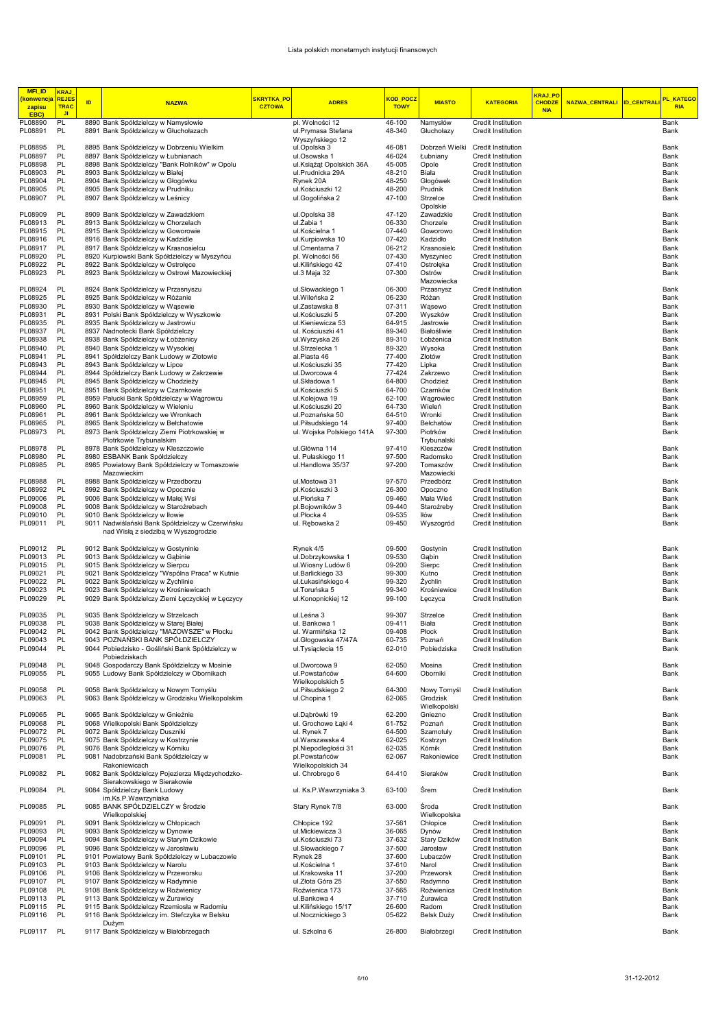Lista polskich monetarnych instytucji finansowych

| MFI_ID (konwencja zapisu EBC) | KRAJ_REJESTRACJI | ID | NAZWA | SKRYTKA_POCZTOWA | ADRES | KOD_POCZTOWY | MIASTO | KATEGORIA | KRAJ_POCHODZENIA | NAZWA_CENTRALI | ID_CENTRALI | PL_KATEGORIA |
|---|---|---|---|---|---|---|---|---|---|---|---|---|
| PL08890 | PL | 8890 | Bank Spółdzielczy w Namysłowie | | pl. Wolności 12 | 46-100 | Namysłów | Credit Institution | | | | Bank |
| PL08891 | PL | 8891 | Bank Spółdzielczy w Głuchołazach | | ul.Prymasa Stefana Wyszyńskiego 12 | 48-340 | Głuchołazy | Credit Institution | | | | Bank |
| PL08895 | PL | 8895 | Bank Spółdzielczy w Dobrzeniu Wielkim | | ul.Opolska 3 | 46-081 | Dobrzeń Wielki | Credit Institution | | | | Bank |
| PL08897 | PL | 8897 | Bank Spółdzielczy w Łubnianach | | ul.Osowska 1 | 46-024 | Łubniany | Credit Institution | | | | Bank |
| PL08898 | PL | 8898 | Bank Spółdzielczy "Bank Rolników" w Opolu | | ul.Książąt Opolskich 36A | 45-005 | Opole | Credit Institution | | | | Bank |
| PL08903 | PL | 8903 | Bank Spółdzielczy w Białej | | ul.Prudnicka 29A | 48-210 | Biała | Credit Institution | | | | Bank |
| PL08904 | PL | 8904 | Bank Spółdzielczy w Głogówku | | Rynek 20A | 48-250 | Głogówek | Credit Institution | | | | Bank |
| PL08905 | PL | 8905 | Bank Spółdzielczy w Prudniku | | ul.Kościuszki 12 | 48-200 | Prudnik | Credit Institution | | | | Bank |
| PL08907 | PL | 8907 | Bank Spółdzielczy w Leśnicy | | ul.Gogolińska 2 | 47-100 | Strzelce Opolskie | Credit Institution | | | | Bank |
| PL08909 | PL | 8909 | Bank Spółdzielczy w Zawadzkiem | | ul.Opolska 38 | 47-120 | Zawadzkie | Credit Institution | | | | Bank |
| PL08913 | PL | 8913 | Bank Spółdzielczy w Chorzelach | | ul.Żabia 1 | 06-330 | Chorzele | Credit Institution | | | | Bank |
| PL08915 | PL | 8915 | Bank Spółdzielczy w Goworowie | | ul.Kościelna 1 | 07-440 | Goworowo | Credit Institution | | | | Bank |
| PL08916 | PL | 8916 | Bank Spółdzielczy w Kadzidle | | ul.Kurpiowska 10 | 07-420 | Kadzidło | Credit Institution | | | | Bank |
| PL08917 | PL | 8917 | Bank Spółdzielczy w Krasnosielcu | | ul.Cmentarna 7 | 06-212 | Krasnosielc | Credit Institution | | | | Bank |
| PL08920 | PL | 8920 | Kurpiowski Bank Spółdzielczy w Myszyńcu | | pl. Wolności 56 | 07-430 | Myszyniec | Credit Institution | | | | Bank |
| PL08922 | PL | 8922 | Bank Spółdzielczy w Ostrołęce | | ul.Kilińskiego 42 | 07-410 | Ostrołęka | Credit Institution | | | | Bank |
| PL08923 | PL | 8923 | Bank Spółdzielczy w Ostrowi Mazowieckiej | | ul.3 Maja 32 | 07-300 | Ostrów Mazowiecka | Credit Institution | | | | Bank |
| PL08924 | PL | 8924 | Bank Spółdzielczy w Przasnyszu | | ul.Słowackiego 1 | 06-300 | Przasnysz | Credit Institution | | | | Bank |
| PL08925 | PL | 8925 | Bank Spółdzielczy w Różanie | | ul.Wileńska 2 | 06-230 | Różan | Credit Institution | | | | Bank |
| PL08930 | PL | 8930 | Bank Spółdzielczy w Wąsewie | | ul.Zastawska 8 | 07-311 | Wąsewo | Credit Institution | | | | Bank |
| PL08931 | PL | 8931 | Polski Bank Spółdzielczy w Wyszkowie | | ul.Kościuszki 5 | 07-200 | Wyszków | Credit Institution | | | | Bank |
| PL08935 | PL | 8935 | Bank Spółdzielczy w Jastrowiu | | ul.Kieniewicza 53 | 64-915 | Jastrowie | Credit Institution | | | | Bank |
| PL08937 | PL | 8937 | Nadnotecki Bank Spółdzielczy | | ul. Kościuszki 41 | 89-340 | Białośliwie | Credit Institution | | | | Bank |
| PL08938 | PL | 8938 | Bank Spółdzielczy w Łobżenicy | | ul.Wyrzyska 26 | 89-310 | Łobżenica | Credit Institution | | | | Bank |
| PL08940 | PL | 8940 | Bank Spółdzielczy w Wysokiej | | ul.Strzelecka 1 | 89-320 | Wysoka | Credit Institution | | | | Bank |
| PL08941 | PL | 8941 | Spółdzielczy Bank Ludowy w Złotowie | | al.Piasta 46 | 77-400 | Złotów | Credit Institution | | | | Bank |
| PL08943 | PL | 8943 | Bank Spółdzielczy w Lipce | | ul.Kościuszki 35 | 77-420 | Lipka | Credit Institution | | | | Bank |
| PL08944 | PL | 8944 | Spółdzielczy Bank Ludowy w Zakrzewie | | ul.Dworcowa 4 | 77-424 | Zakrzewo | Credit Institution | | | | Bank |
| PL08945 | PL | 8945 | Bank Spółdzielczy w Chodzieży | | ul.Składowa 1 | 64-800 | Chodzież | Credit Institution | | | | Bank |
| PL08951 | PL | 8951 | Bank Spółdzielczy w Czarnkowie | | ul.Kościuszki 5 | 64-700 | Czarnków | Credit Institution | | | | Bank |
| PL08959 | PL | 8959 | Pałucki Bank Spółdzielczy w Wągrowcu | | ul.Kolejowa 19 | 62-100 | Wągrowiec | Credit Institution | | | | Bank |
| PL08960 | PL | 8960 | Bank Spółdzielczy w Wieleniu | | ul.Kościuszki 20 | 64-730 | Wieleń | Credit Institution | | | | Bank |
| PL08961 | PL | 8961 | Bank Spółdzielczy we Wronkach | | ul.Poznańska 50 | 64-510 | Wronki | Credit Institution | | | | Bank |
| PL08965 | PL | 8965 | Bank Spółdzielczy w Bełchatowie | | ul.Piłsudskiego 14 | 97-400 | Bełchatów | Credit Institution | | | | Bank |
| PL08973 | PL | 8973 | Bank Spółdzielczy Ziemi Piotrkowskiej w Piotrkowie Trybunalskim | | ul. Wojska Polskiego 141A | 97-300 | Piotrków Trybunalski | Credit Institution | | | | Bank |
| PL08978 | PL | 8978 | Bank Spółdzielczy w Kleszczowie | | ul.Główna 114 | 97-410 | Kleszczów | Credit Institution | | | | Bank |
| PL08980 | PL | 8980 | ESBANK Bank Spółdzielczy | | ul. Pułaskiego 11 | 97-500 | Radomsko | Credit Institution | | | | Bank |
| PL08985 | PL | 8985 | Powiatowy Bank Spółdzielczy w Tomaszowie Mazowieckim | | ul.Handlowa 35/37 | 97-200 | Tomaszów Mazowiecki | Credit Institution | | | | Bank |
| PL08988 | PL | 8988 | Bank Spółdzielczy w Przedborzu | | ul.Mostowa 31 | 97-570 | Przedbórz | Credit Institution | | | | Bank |
| PL08992 | PL | 8992 | Bank Spółdzielczy w Opocznie | | pl.Kościuszki 3 | 26-300 | Opoczno | Credit Institution | | | | Bank |
| PL09006 | PL | 9006 | Bank Spółdzielczy w Małej Wsi | | ul.Płońska 7 | 09-460 | Mała Wieś | Credit Institution | | | | Bank |
| PL09008 | PL | 9008 | Bank Spółdzielczy w Staroźrebach | | pl.Bojowników 3 | 09-440 | Staroźreby | Credit Institution | | | | Bank |
| PL09010 | PL | 9010 | Bank Spółdzielczy w Iłowie | | ul.Płocka 4 | 09-535 | Iłów | Credit Institution | | | | Bank |
| PL09011 | PL | 9011 | Nadwiślański Bank Spółdzielczy w Czerwińsku nad Wisłą z siedzibą w Wyszogrodzie | | ul. Rębowska 2 | 09-450 | Wyszogród | Credit Institution | | | | Bank |
| PL09012 | PL | 9012 | Bank Spółdzielczy w Gostyninie | | Rynek 4/5 | 09-500 | Gostynin | Credit Institution | | | | Bank |
| PL09013 | PL | 9013 | Bank Spółdzielczy w Gąbinie | | ul.Dobrzykowska 1 | 09-530 | Gąbin | Credit Institution | | | | Bank |
| PL09015 | PL | 9015 | Bank Spółdzielczy w Sierpcu | | ul.Wiosny Ludów 6 | 09-200 | Sierpc | Credit Institution | | | | Bank |
| PL09021 | PL | 9021 | Bank Spółdzielczy "Wspólna Praca" w Kutnie | | ul.Barlickiego 33 | 99-300 | Kutno | Credit Institution | | | | Bank |
| PL09022 | PL | 9022 | Bank Spółdzielczy w Żychlinie | | ul.Łukasińskiego 4 | 99-320 | Żychlin | Credit Institution | | | | Bank |
| PL09023 | PL | 9023 | Bank Spółdzielczy w Krośniewicach | | ul.Toruńska 5 | 99-340 | Krośniewice | Credit Institution | | | | Bank |
| PL09029 | PL | 9029 | Bank Spółdzielczy Ziemi Łęczyckiej w Łęczycy | | ul.Konopnickiej 12 | 99-100 | Łęczyca | Credit Institution | | | | Bank |
| PL09035 | PL | 9035 | Bank Spółdzielczy w Strzelcach | | ul.Leśna 3 | 99-307 | Strzelce | Credit Institution | | | | Bank |
| PL09038 | PL | 9038 | Bank Spółdzielczy w Starej Białej | | ul. Bankowa 1 | 09-411 | Biała | Credit Institution | | | | Bank |
| PL09042 | PL | 9042 | Bank Spółdzielczy "MAZOWSZE" w Płocku | | ul. Warmińska 12 | 09-408 | Płock | Credit Institution | | | | Bank |
| PL09043 | PL | 9043 | POZNAŃSKI BANK SPÓŁDZIELCZY | | ul.Głogowska 47/47A | 60-735 | Poznań | Credit Institution | | | | Bank |
| PL09044 | PL | 9044 | Pobiedzisko - Gośliński Bank Spółdzielczy w Pobiedziskach | | ul.Tysiąclecia 15 | 62-010 | Pobiedziska | Credit Institution | | | | Bank |
| PL09048 | PL | 9048 | Gospodarczy Bank Spółdzielczy w Mosinie | | ul.Dworcowa 9 | 62-050 | Mosina | Credit Institution | | | | Bank |
| PL09055 | PL | 9055 | Ludowy Bank Spółdzielczy w Obornikach | | ul.Powstańców Wielkopolskich 5 | 64-600 | Oborniki | Credit Institution | | | | Bank |
| PL09058 | PL | 9058 | Bank Spółdzielczy w Nowym Tomyślu | | ul.Piłsudskiego 2 | 64-300 | Nowy Tomyśl | Credit Institution | | | | Bank |
| PL09063 | PL | 9063 | Bank Spółdzielczy w Grodzisku Wielkopolskim | | ul.Chopina 1 | 62-065 | Grodzisk Wielkopolski | Credit Institution | | | | Bank |
| PL09065 | PL | 9065 | Bank Spółdzielczy w Gnieźnie | | ul.Dąbrówki 19 | 62-200 | Gniezno | Credit Institution | | | | Bank |
| PL09068 | PL | 9068 | Wielkopolski Bank Spółdzielczy | | ul. Grochowe Łąki 4 | 61-752 | Poznań | Credit Institution | | | | Bank |
| PL09072 | PL | 9072 | Bank Spółdzielczy Duszniki | | ul. Rynek 7 | 64-500 | Szamotuły | Credit Institution | | | | Bank |
| PL09075 | PL | 9075 | Bank Spółdzielczy w Kostrzynie | | ul.Warszawska 4 | 62-025 | Kostrzyn | Credit Institution | | | | Bank |
| PL09076 | PL | 9076 | Bank Spółdzielczy w Kórniku | | pl.Niepodległości 31 | 62-035 | Kórnik | Credit Institution | | | | Bank |
| PL09081 | PL | 9081 | Nadobrzański Bank Spółdzielczy w Rakoniewicach | | pl.Powstańców Wielkopolskich 34 | 62-067 | Rakoniewice | Credit Institution | | | | Bank |
| PL09082 | PL | 9082 | Bank Spółdzielczy Pojezierza Międzychodzko-Sierakowskiego w Sierakowie | | ul. Chrobrego 6 | 64-410 | Sieraków | Credit Institution | | | | Bank |
| PL09084 | PL | 9084 | Spółdzielczy Bank Ludowy im.Ks.P.Wawrzyniaka | | ul. Ks.P.Wawrzyniaka 3 | 63-100 | Śrem | Credit Institution | | | | Bank |
| PL09085 | PL | 9085 | BANK SPÓŁDZIELCZY w Środzie Wielkopolskiej | | Stary Rynek 7/8 | 63-000 | Środa Wielkopolska | Credit Institution | | | | Bank |
| PL09091 | PL | 9091 | Bank Spółdzielczy w Chłopicach | | Chłopice 192 | 37-561 | Chłopice | Credit Institution | | | | Bank |
| PL09093 | PL | 9093 | Bank Spółdzielczy w Dynowie | | ul.Mickiewicza 3 | 36-065 | Dynów | Credit Institution | | | | Bank |
| PL09094 | PL | 9094 | Bank Spółdzielczy w Starym Dzikowie | | ul.Kościuszki 73 | 37-632 | Stary Dzików | Credit Institution | | | | Bank |
| PL09096 | PL | 9096 | Bank Spółdzielczy w Jarosławiu | | ul.Słowackiego 7 | 37-500 | Jarosław | Credit Institution | | | | Bank |
| PL09101 | PL | 9101 | Powiatowy Bank Spółdzielczy w Lubaczowie | | Rynek 28 | 37-600 | Lubaczów | Credit Institution | | | | Bank |
| PL09103 | PL | 9103 | Bank Spółdzielczy w Narolu | | ul.Kościelna 1 | 37-610 | Narol | Credit Institution | | | | Bank |
| PL09106 | PL | 9106 | Bank Spółdzielczy w Przeworsku | | ul.Krakowska 11 | 37-200 | Przeworsk | Credit Institution | | | | Bank |
| PL09107 | PL | 9107 | Bank Spółdzielczy w Radymnie | | ul.Złota Góra 25 | 37-550 | Radymno | Credit Institution | | | | Bank |
| PL09108 | PL | 9108 | Bank Spółdzielczy w Rożwienicy | | Rożwienica 173 | 37-565 | Rożwienica | Credit Institution | | | | Bank |
| PL09113 | PL | 9113 | Bank Spółdzielczy w Żurawicy | | ul.Bankowa 4 | 37-710 | Żurawica | Credit Institution | | | | Bank |
| PL09115 | PL | 9115 | Bank Spółdzielczy Rzemiosła w Radomiu | | ul.Kilińskiego 15/17 | 26-600 | Radom | Credit Institution | | | | Bank |
| PL09116 | PL | 9116 | Bank Spółdzielczy im. Stefczyka w Belsku Dużym | | ul.Nocznickiego 3 | 05-622 | Belsk Duży | Credit Institution | | | | Bank |
| PL09117 | PL | 9117 | Bank Spółdzielczy w Białobrzegach | | ul. Szkolna 6 | 26-800 | Białobrzegi | Credit Institution | | | | Bank |

31-12-2012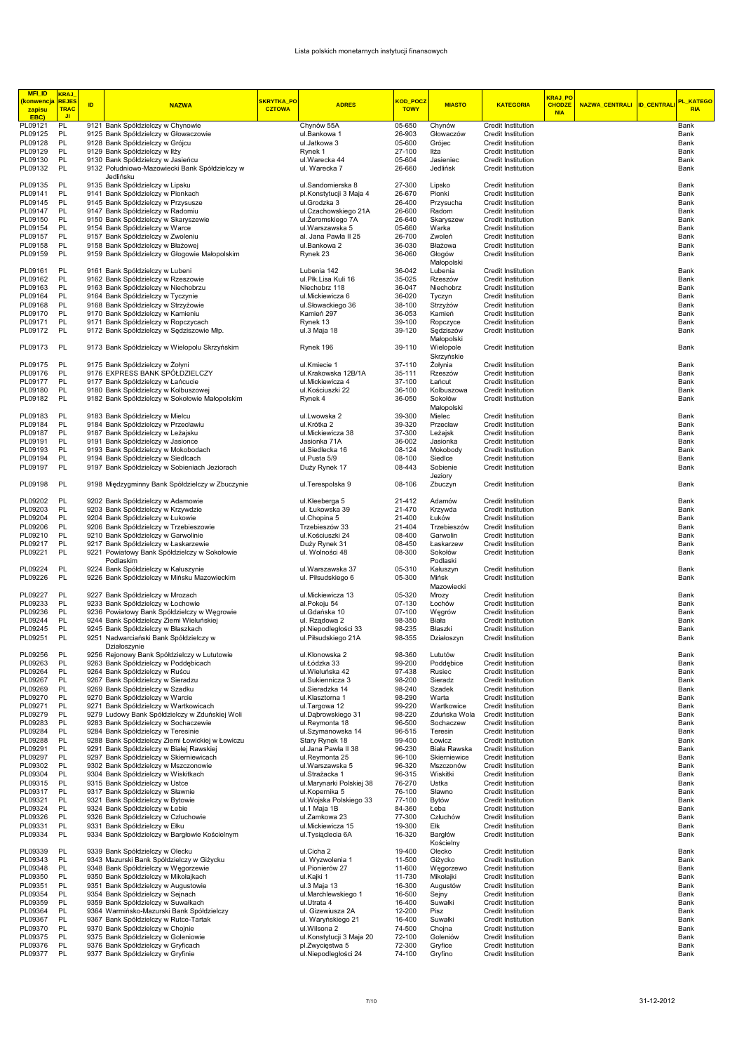Lista polskich monetarnych instytucji finansowych

| MFI_ID (konwencja zapisu EBC) | KRAJ_REJESTRACJI | ID | NAZWA | SKRYTKA_POCZTOWA | ADRES | KOD_POCZTOWY | MIASTO | KATEGORIA | KRAJ_POCHODZENIA | NAZWA_CENTRALI | ID_CENTRALI | PL_KATEGORIA |
|---|---|---|---|---|---|---|---|---|---|---|---|---|
| PL09121 | PL | 9121 | Bank Spółdzielczy w Chynowie | | Chynów 55A | 05-650 | Chynów | Credit Institution | | | | Bank |
| PL09125 | PL | 9125 | Bank Spółdzielczy w Głowaczowie | | ul.Bankowa 1 | 26-903 | Głowaczów | Credit Institution | | | | Bank |
| PL09128 | PL | 9128 | Bank Spółdzielczy w Grójcu | | ul.Jatkowa 3 | 05-600 | Grójec | Credit Institution | | | | Bank |
| PL09129 | PL | 9129 | Bank Spółdzielczy w Iłży | | Rynek 1 | 27-100 | Iłża | Credit Institution | | | | Bank |
| PL09130 | PL | 9130 | Bank Spółdzielczy w Jasieńcu | | ul.Warecka 44 | 05-604 | Jasieniec | Credit Institution | | | | Bank |
| PL09132 | PL | 9132 | Południowo-Mazowiecki Bank Spółdzielczy w Jedlińsku | | ul. Warecka 7 | 26-660 | Jedlińsk | Credit Institution | | | | Bank |
| PL09135 | PL | 9135 | Bank Spółdzielczy w Lipsku | | ul.Sandomierska 8 | 27-300 | Lipsko | Credit Institution | | | | Bank |
| PL09141 | PL | 9141 | Bank Spółdzielczy w Pionkach | | pl.Konstytucji 3 Maja 4 | 26-670 | Pionki | Credit Institution | | | | Bank |
| PL09145 | PL | 9145 | Bank Spółdzielczy w Przysusze | | ul.Grodzka 3 | 26-400 | Przysucha | Credit Institution | | | | Bank |
| PL09147 | PL | 9147 | Bank Spółdzielczy w Radomiu | | ul.Czachowskiego 21A | 26-600 | Radom | Credit Institution | | | | Bank |
| PL09150 | PL | 9150 | Bank Spółdzielczy w Skaryszewie | | ul.Żeromskiego 7A | 26-640 | Skaryszew | Credit Institution | | | | Bank |
| PL09154 | PL | 9154 | Bank Spółdzielczy w Warce | | ul.Warszawska 5 | 05-660 | Warka | Credit Institution | | | | Bank |
| PL09157 | PL | 9157 | Bank Spółdzielczy w Zwoleniu | | al. Jana Pawła II 25 | 26-700 | Zwoleń | Credit Institution | | | | Bank |
| PL09158 | PL | 9158 | Bank Spółdzielczy w Błażowej | | ul.Bankowa 2 | 36-030 | Błażowa | Credit Institution | | | | Bank |
| PL09159 | PL | 9159 | Bank Spółdzielczy w Głogowie Małopolskim | | Rynek 23 | 36-060 | Głogów Małopolski | Credit Institution | | | | Bank |
| PL09161 | PL | 9161 | Bank Spółdzielczy w Lubeni | | Lubenia 142 | 36-042 | Lubenia | Credit Institution | | | | Bank |
| PL09162 | PL | 9162 | Bank Spółdzielczy w Rzeszowie | | ul.Płk.Lisa Kuli 16 | 35-025 | Rzeszów | Credit Institution | | | | Bank |
| PL09163 | PL | 9163 | Bank Spółdzielczy w Niechobrzu | | Niechobrz 118 | 36-047 | Niechobrz | Credit Institution | | | | Bank |
| PL09164 | PL | 9164 | Bank Spółdzielczy w Tyczynie | | ul.Mickiewicza 6 | 36-020 | Tyczyn | Credit Institution | | | | Bank |
| PL09168 | PL | 9168 | Bank Spółdzielczy w Strzyżowie | | ul.Słowackiego 36 | 38-100 | Strzyżów | Credit Institution | | | | Bank |
| PL09170 | PL | 9170 | Bank Spółdzielczy w Kamieniu | | Kamień 297 | 36-053 | Kamień | Credit Institution | | | | Bank |
| PL09171 | PL | 9171 | Bank Spółdzielczy w Ropczycach | | Rynek 13 | 39-100 | Ropczyce | Credit Institution | | | | Bank |
| PL09172 | PL | 9172 | Bank Spółdzielczy w Sędziszowie Młp. | | ul.3 Maja 18 | 39-120 | Sędziszów Małopolski | Credit Institution | | | | Bank |
| PL09173 | PL | 9173 | Bank Spółdzielczy w Wielopolu Skrzyńskim | | Rynek 196 | 39-110 | Wielopole Skrzyńskie | Credit Institution | | | | Bank |
| PL09175 | PL | 9175 | Bank Spółdzielczy w Żołyni | | ul.Kmiecie 1 | 37-110 | Żołynia | Credit Institution | | | | Bank |
| PL09176 | PL | 9176 | EXPRESS BANK SPÓŁDZIELCZY | | ul.Krakowska 12B/1A | 35-111 | Rzeszów | Credit Institution | | | | Bank |
| PL09177 | PL | 9177 | Bank Spółdzielczy w Łańcucie | | ul.Mickiewicza 4 | 37-100 | Łańcut | Credit Institution | | | | Bank |
| PL09180 | PL | 9180 | Bank Spółdzielczy w Kolbuszowej | | ul.Kościuszki 22 | 36-100 | Kolbuszowa | Credit Institution | | | | Bank |
| PL09182 | PL | 9182 | Bank Spółdzielczy w Sokołowie Małopolskim | | Rynek 4 | 36-050 | Sokołów Małopolski | Credit Institution | | | | Bank |
| PL09183 | PL | 9183 | Bank Spółdzielczy w Mielcu | | ul.Lwowska 2 | 39-300 | Mielec | Credit Institution | | | | Bank |
| PL09184 | PL | 9184 | Bank Spółdzielczy w Przecławiu | | ul.Krótka 2 | 39-320 | Przecław | Credit Institution | | | | Bank |
| PL09187 | PL | 9187 | Bank Spółdzielczy w Leżajsku | | ul.Mickiewicza 38 | 37-300 | Leżajsk | Credit Institution | | | | Bank |
| PL09191 | PL | 9191 | Bank Spółdzielczy w Jasionce | | Jasionka 71A | 36-002 | Jasionka | Credit Institution | | | | Bank |
| PL09193 | PL | 9193 | Bank Spółdzielczy w Mokobodach | | ul.Siedlecka 16 | 08-124 | Mokobody | Credit Institution | | | | Bank |
| PL09194 | PL | 9194 | Bank Spółdzielczy w Siedlcach | | ul.Pusta 5/9 | 08-100 | Siedlce | Credit Institution | | | | Bank |
| PL09197 | PL | 9197 | Bank Spółdzielczy w Sobieniach Jeziorach | | Duży Rynek 17 | 08-443 | Sobienie Jeziory | Credit Institution | | | | Bank |
| PL09198 | PL | 9198 | Międzygminny Bank Spółdzielczy w Zbuczynie | | ul.Terespolska 9 | 08-106 | Zbuczyn | Credit Institution | | | | Bank |
| PL09202 | PL | 9202 | Bank Spółdzielczy w Adamowie | | ul.Kleeberga 5 | 21-412 | Adamów | Credit Institution | | | | Bank |
| PL09203 | PL | 9203 | Bank Spółdzielczy w Krzywdzie | | ul. Łukowska 39 | 21-470 | Krzywda | Credit Institution | | | | Bank |
| PL09204 | PL | 9204 | Bank Spółdzielczy w Łukowie | | ul.Chopina 5 | 21-400 | Łuków | Credit Institution | | | | Bank |
| PL09206 | PL | 9206 | Bank Spółdzielczy w Trzebieszowie | | Trzebieszów 33 | 21-404 | Trzebieszów | Credit Institution | | | | Bank |
| PL09210 | PL | 9210 | Bank Spółdzielczy w Garwolinie | | ul.Kościuszki 24 | 08-400 | Garwolin | Credit Institution | | | | Bank |
| PL09217 | PL | 9217 | Bank Spółdzielczy w Łaskarzewie | | Duży Rynek 31 | 08-450 | Łaskarzew | Credit Institution | | | | Bank |
| PL09221 | PL | 9221 | Powiatowy Bank Spółdzielczy w Sokołowie Podlaskim | | ul. Wolności 48 | 08-300 | Sokołów Podlaski | Credit Institution | | | | Bank |
| PL09224 | PL | 9224 | Bank Spółdzielczy w Kałuszynie | | ul.Warszawska 37 | 05-310 | Kałuszyn | Credit Institution | | | | Bank |
| PL09226 | PL | 9226 | Bank Spółdzielczy w Mińsku Mazowieckim | | ul. Piłsudskiego 6 | 05-300 | Mińsk Mazowiecki | Credit Institution | | | | Bank |
| PL09227 | PL | 9227 | Bank Spółdzielczy w Mrozach | | ul.Mickiewicza 13 | 05-320 | Mrozy | Credit Institution | | | | Bank |
| PL09233 | PL | 9233 | Bank Spółdzielczy w Łochowie | | al.Pokoju 54 | 07-130 | Łochów | Credit Institution | | | | Bank |
| PL09236 | PL | 9236 | Powiatowy Bank Spółdzielczy w Węgrowie | | ul.Gdańska 10 | 07-100 | Węgrów | Credit Institution | | | | Bank |
| PL09244 | PL | 9244 | Bank Spółdzielczy Ziemi Wieluńskiej | | ul. Rządowa 2 | 98-350 | Biała | Credit Institution | | | | Bank |
| PL09245 | PL | 9245 | Bank Spółdzielczy w Błaszkach | | pl.Niepodległości 33 | 98-235 | Błaszki | Credit Institution | | | | Bank |
| PL09251 | PL | 9251 | Nadwarciański Bank Spółdzielczy w Działoszynie | | ul.Piłsudskiego 21A | 98-355 | Działoszyn | Credit Institution | | | | Bank |
| PL09256 | PL | 9256 | Rejonowy Bank Spółdzielczy w Lututowie | | ul.Klonowska 2 | 98-360 | Lututów | Credit Institution | | | | Bank |
| PL09263 | PL | 9263 | Bank Spółdzielczy w Poddębicach | | ul.Łódzka 33 | 99-200 | Poddębice | Credit Institution | | | | Bank |
| PL09264 | PL | 9264 | Bank Spółdzielczy w Ruścu | | ul.Wieluńska 42 | 97-438 | Rusiec | Credit Institution | | | | Bank |
| PL09267 | PL | 9267 | Bank Spółdzielczy w Sieradzu | | ul.Sukiennicza 3 | 98-200 | Sieradz | Credit Institution | | | | Bank |
| PL09269 | PL | 9269 | Bank Spółdzielczy w Szadku | | ul.Sieradzka 14 | 98-240 | Szadek | Credit Institution | | | | Bank |
| PL09270 | PL | 9270 | Bank Spółdzielczy w Warcie | | ul.Klasztorna 1 | 98-290 | Warta | Credit Institution | | | | Bank |
| PL09271 | PL | 9271 | Bank Spółdzielczy w Wartkowicach | | ul.Targowa 12 | 99-220 | Wartkowice | Credit Institution | | | | Bank |
| PL09279 | PL | 9279 | Ludowy Bank Spółdzielczy w Zduńskiej Woli | | ul.Dąbrowskiego 31 | 98-220 | Zduńska Wola | Credit Institution | | | | Bank |
| PL09283 | PL | 9283 | Bank Spółdzielczy w Sochaczewie | | ul.Reymonta 18 | 96-500 | Sochaczew | Credit Institution | | | | Bank |
| PL09284 | PL | 9284 | Bank Spółdzielczy w Teresinie | | ul.Szymanowska 14 | 96-515 | Teresin | Credit Institution | | | | Bank |
| PL09288 | PL | 9288 | Bank Spółdzielczy Ziemi Łowickiej w Łowiczu | | Stary Rynek 18 | 99-400 | Łowicz | Credit Institution | | | | Bank |
| PL09291 | PL | 9291 | Bank Spółdzielczy w Białej Rawskiej | | ul.Jana Pawła II 38 | 96-230 | Biała Rawska | Credit Institution | | | | Bank |
| PL09297 | PL | 9297 | Bank Spółdzielczy w Skierniewicach | | ul.Reymonta 25 | 96-100 | Skierniewice | Credit Institution | | | | Bank |
| PL09302 | PL | 9302 | Bank Spółdzielczy w Mszczonowie | | ul.Warszawska 5 | 96-320 | Mszczonów | Credit Institution | | | | Bank |
| PL09304 | PL | 9304 | Bank Spółdzielczy w Wiskitkach | | ul.Strażacka 1 | 96-315 | Wiskitki | Credit Institution | | | | Bank |
| PL09315 | PL | 9315 | Bank Spółdzielczy w Ustce | | ul.Marynarki Polskiej 38 | 76-270 | Ustka | Credit Institution | | | | Bank |
| PL09317 | PL | 9317 | Bank Spółdzielczy w Sławnie | | ul.Kopernika 5 | 76-100 | Sławno | Credit Institution | | | | Bank |
| PL09321 | PL | 9321 | Bank Spółdzielczy w Bytowie | | ul.Wojska Polskiego 33 | 77-100 | Bytów | Credit Institution | | | | Bank |
| PL09324 | PL | 9324 | Bank Spółdzielczy w Łebie | | ul.1 Maja 1B | 84-360 | Łeba | Credit Institution | | | | Bank |
| PL09326 | PL | 9326 | Bank Spółdzielczy w Człuchowie | | ul.Zamkowa 23 | 77-300 | Człuchów | Credit Institution | | | | Bank |
| PL09331 | PL | 9331 | Bank Spółdzielczy w Ełku | | ul.Mickiewicza 15 | 19-300 | Ełk | Credit Institution | | | | Bank |
| PL09334 | PL | 9334 | Bank Spółdzielczy w Bargłowie Kościelnym | | ul.Tysiąclecia 6A | 16-320 | Bargłów Kościelny | Credit Institution | | | | Bank |
| PL09339 | PL | 9339 | Bank Spółdzielczy w Olecku | | ul.Cicha 2 | 19-400 | Olecko | Credit Institution | | | | Bank |
| PL09343 | PL | 9343 | Mazurski Bank Spółdzielczy w Giżycku | | ul. Wyzwolenia 1 | 11-500 | Giżycko | Credit Institution | | | | Bank |
| PL09348 | PL | 9348 | Bank Spółdzielczy w Węgorzewie | | ul.Pionierów 27 | 11-600 | Węgorzewo | Credit Institution | | | | Bank |
| PL09350 | PL | 9350 | Bank Spółdzielczy w Mikołajkach | | ul.Kajki 1 | 11-730 | Mikołajki | Credit Institution | | | | Bank |
| PL09351 | PL | 9351 | Bank Spółdzielczy w Augustowie | | ul.3 Maja 13 | 16-300 | Augustów | Credit Institution | | | | Bank |
| PL09354 | PL | 9354 | Bank Spółdzielczy w Sejnach | | ul.Marchlewskiego 1 | 16-500 | Sejny | Credit Institution | | | | Bank |
| PL09359 | PL | 9359 | Bank Spółdzielczy w Suwałkach | | ul.Utrata 4 | 16-400 | Suwałki | Credit Institution | | | | Bank |
| PL09364 | PL | 9364 | Warmińsko-Mazurski Bank Spółdzielczy | | ul. Gizewiusza 2A | 12-200 | Pisz | Credit Institution | | | | Bank |
| PL09367 | PL | 9367 | Bank Spółdzielczy w Rutce-Tartak | | ul. Waryńskiego 21 | 16-400 | Suwałki | Credit Institution | | | | Bank |
| PL09370 | PL | 9370 | Bank Spółdzielczy w Chojnie | | ul.Wilsona 2 | 74-500 | Chojna | Credit Institution | | | | Bank |
| PL09375 | PL | 9375 | Bank Spółdzielczy w Goleniowie | | ul.Konstytucji 3 Maja 20 | 72-100 | Goleniów | Credit Institution | | | | Bank |
| PL09376 | PL | 9376 | Bank Spółdzielczy w Gryficach | | pl.Zwycięstwa 5 | 72-300 | Gryfice | Credit Institution | | | | Bank |
| PL09377 | PL | 9377 | Bank Spółdzielczy w Gryfinie | | ul.Niepodległości 24 | 74-100 | Gryfino | Credit Institution | | | | Bank |

31-12-2012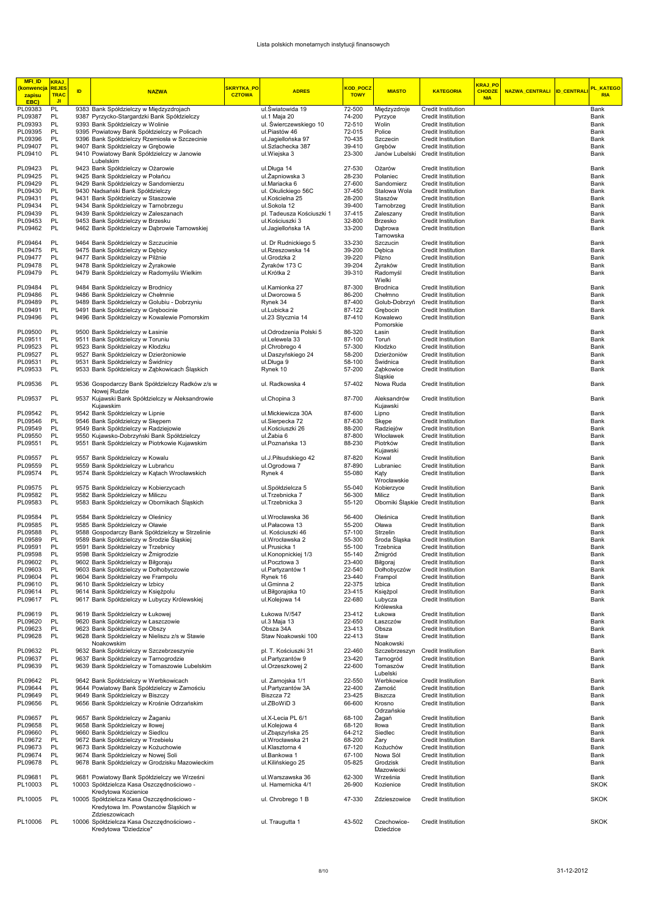# Lista polskich monetarnych instytucji finansowych

| MFI_ID (konwencja zapisu EBC) | KRAJ_REJESTRACJI | ID | NAZWA | SKRYTKA_POCZTOWA | ADRES | KOD_POCZTOWY | MIASTO | KATEGORIA | KRAJ_POCHODZENIA | NAZWA_CENTRALI | ID_CENTRALI | PL_KATEGORIA |
|---|---|---|---|---|---|---|---|---|---|---|---|---|
| PL09383 | PL | 9383 | Bank Spółdzielczy w Międzyzdrojach | | ul.Światowida 19 | 72-500 | Międzyzdroje | Credit Institution | | | | Bank |
| PL09387 | PL | 9387 | Pyrzycko-Stargardzki Bank Spółdzielczy | | ul.1 Maja 20 | 74-200 | Pyrzyce | Credit Institution | | | | Bank |
| PL09393 | PL | 9393 | Bank Spółdzielczy w Wolinie | | ul. Świerczewskiego 10 | 72-510 | Wolin | Credit Institution | | | | Bank |
| PL09395 | PL | 9395 | Powiatowy Bank Spółdzielczy w Policach | | ul.Piastów 46 | 72-015 | Police | Credit Institution | | | | Bank |
| PL09396 | PL | 9396 | Bank Spółdzielczy Rzemiosła w Szczecinie | | ul.Jagiellońska 97 | 70-435 | Szczecin | Credit Institution | | | | Bank |
| PL09407 | PL | 9407 | Bank Spółdzielczy w Grębowie | | ul.Szlachecka 387 | 39-410 | Grębów | Credit Institution | | | | Bank |
| PL09410 | PL | 9410 | Powiatowy Bank Spółdzielczy w Janowie Lubelskim | | ul.Wiejska 3 | 23-300 | Janów Lubelski | Credit Institution | | | | Bank |
| PL09423 | PL | 9423 | Bank Spółdzielczy w Ożarowie | | ul.Długa 14 | 27-530 | Ożarów | Credit Institution | | | | Bank |
| PL09425 | PL | 9425 | Bank Spółdzielczy w Połańcu | | ul.Żapniowska 3 | 28-230 | Połaniec | Credit Institution | | | | Bank |
| PL09429 | PL | 9429 | Bank Spółdzielczy w Sandomierzu | | ul.Mariacka 6 | 27-600 | Sandomierz | Credit Institution | | | | Bank |
| PL09430 | PL | 9430 | Nadsański Bank Spółdzielczy | | ul. Okulickiego 56C | 37-450 | Stalowa Wola | Credit Institution | | | | Bank |
| PL09431 | PL | 9431 | Bank Spółdzielczy w Staszowie | | ul.Kościelna 25 | 28-200 | Staszów | Credit Institution | | | | Bank |
| PL09434 | PL | 9434 | Bank Spółdzielczy w Tarnobrzegu | | ul.Sokola 12 | 39-400 | Tarnobrzeg | Credit Institution | | | | Bank |
| PL09439 | PL | 9439 | Bank Spółdzielczy w Zaleszanach | | pl. Tadeusza Kościuszki 1 | 37-415 | Zaleszany | Credit Institution | | | | Bank |
| PL09453 | PL | 9453 | Bank Spółdzielczy w Brzesku | | ul.Kościuszki 7 | 32-800 | Brzesko | Credit Institution | | | | Bank |
| PL09462 | PL | 9462 | Bank Spółdzielczy w Dąbrowie Tarnowskiej | | ul.Jagiellońska 1A | 33-200 | Dąbrowa Tarnowska | Credit Institution | | | | Bank |
| PL09464 | PL | 9464 | Bank Spółdzielczy w Szczucinie | | ul. Dr Rudnickiego 5 | 33-230 | Szczucin | Credit Institution | | | | Bank |
| PL09475 | PL | 9475 | Bank Spółdzielczy w Dębicy | | ul.Rzeszowska 14 | 39-200 | Dębica | Credit Institution | | | | Bank |
| PL09477 | PL | 9477 | Bank Spółdzielczy w Pilźnie | | ul.Grodzka 2 | 39-220 | Pilzno | Credit Institution | | | | Bank |
| PL09478 | PL | 9478 | Bank Spółdzielczy w Żyrakowie | | Żyraków 173 C | 39-204 | Żyraków | Credit Institution | | | | Bank |
| PL09479 | PL | 9479 | Bank Spółdzielczy w Radomyślu Wielkim | | ul.Krótka 2 | 39-310 | Radomyśl Wielki | Credit Institution | | | | Bank |
| PL09484 | PL | 9484 | Bank Spółdzielczy w Brodnicy | | ul.Kamionka 27 | 87-300 | Brodnica | Credit Institution | | | | Bank |
| PL09486 | PL | 9486 | Bank Spółdzielczy w Chełmnie | | ul.Dworcowa 5 | 86-200 | Chełmno | Credit Institution | | | | Bank |
| PL09489 | PL | 9489 | Bank Spółdzielczy w Golubiu - Dobrzyniu | | Rynek 34 | 87-400 | Golub-Dobrzyń | Credit Institution | | | | Bank |
| PL09491 | PL | 9491 | Bank Spółdzielczy w Grębocinie | | ul.Lubicka 2 | 87-122 | Grębocin | Credit Institution | | | | Bank |
| PL09496 | PL | 9496 | Bank Spółdzielczy w Kowalewie Pomorskim | | ul.23 Stycznia 14 | 87-410 | Kowalewo Pomorskie | Credit Institution | | | | Bank |
| PL09500 | PL | 9500 | Bank Spółdzielczy w Łasinie | | ul.Odrodzenia Polski 5 | 86-320 | Łasin | Credit Institution | | | | Bank |
| PL09511 | PL | 9511 | Bank Spółdzielczy w Toruniu | | ul.Lelewela 33 | 87-100 | Toruń | Credit Institution | | | | Bank |
| PL09523 | PL | 9523 | Bank Spółdzielczy w Kłodzku | | pl.Chrobrego 4 | 57-300 | Kłodzko | Credit Institution | | | | Bank |
| PL09527 | PL | 9527 | Bank Spółdzielczy w Dzierżoniowie | | ul.Daszyńskiego 24 | 58-200 | Dzierżoniów | Credit Institution | | | | Bank |
| PL09531 | PL | 9531 | Bank Spółdzielczy w Świdnicy | | ul.Długa 9 | 58-100 | Świdnica | Credit Institution | | | | Bank |
| PL09533 | PL | 9533 | Bank Spółdzielczy w Ząbkowicach Śląskich | | Rynek 10 | 57-200 | Ząbkowice Śląskie | Credit Institution | | | | Bank |
| PL09536 | PL | 9536 | Gospodarczy Bank Spółdzielczy Radków z/s w Nowej Rudzie | | ul. Radkowska 4 | 57-402 | Nowa Ruda | Credit Institution | | | | Bank |
| PL09537 | PL | 9537 | Kujawski Bank Spółdzielczy w Aleksandrowie Kujawskim | | ul.Chopina 3 | 87-700 | Aleksandrów Kujawski | Credit Institution | | | | Bank |
| PL09542 | PL | 9542 | Bank Spółdzielczy w Lipnie | | ul.Mickiewicza 30A | 87-600 | Lipno | Credit Institution | | | | Bank |
| PL09546 | PL | 9546 | Bank Spółdzielczy w Skępem | | ul.Sierpecka 72 | 87-630 | Skępe | Credit Institution | | | | Bank |
| PL09549 | PL | 9549 | Bank Spółdzielczy w Radziejowie | | ul.Kościuszki 26 | 88-200 | Radziejów | Credit Institution | | | | Bank |
| PL09550 | PL | 9550 | Kujawsko-Dobrzyński Bank Spółdzielczy | | ul.Żabia 6 | 87-800 | Włocławek | Credit Institution | | | | Bank |
| PL09551 | PL | 9551 | Bank Spółdzielczy w Piotrkowie Kujawskim | | ul.Poznańska 13 | 88-230 | Piotrków Kujawski | Credit Institution | | | | Bank |
| PL09557 | PL | 9557 | Bank Spółdzielczy w Kowalu | | ul.J.Piłsudskiego 42 | 87-820 | Kowal | Credit Institution | | | | Bank |
| PL09559 | PL | 9559 | Bank Spółdzielczy w Lubrańcu | | ul.Ogrodowa 7 | 87-890 | Lubraniec | Credit Institution | | | | Bank |
| PL09574 | PL | 9574 | Bank Spółdzielczy w Kątach Wrocławskich | | Rynek 4 | 55-080 | Kąty Wrocławskie | Credit Institution | | | | Bank |
| PL09575 | PL | 9575 | Bank Spółdzielczy w Kobierzycach | | ul.Spółdzielcza 5 | 55-040 | Kobierzyce | Credit Institution | | | | Bank |
| PL09582 | PL | 9582 | Bank Spółdzielczy w Miliczu | | ul.Trzebnicka 7 | 56-300 | Milicz | Credit Institution | | | | Bank |
| PL09583 | PL | 9583 | Bank Spółdzielczy w Obornikach Śląskich | | ul.Trzebnicka 3 | 55-120 | Oborniki Śląskie | Credit Institution | | | | Bank |
| PL09584 | PL | 9584 | Bank Spółdzielczy w Oleśnicy | | ul.Wrocławska 36 | 56-400 | Oleśnica | Credit Institution | | | | Bank |
| PL09585 | PL | 9585 | Bank Spółdzielczy w Oławie | | ul.Pałacowa 13 | 55-200 | Oława | Credit Institution | | | | Bank |
| PL09588 | PL | 9588 | Gospodarczy Bank Spółdzielczy w Strzelinie | | ul. Kościuszki 46 | 57-100 | Strzelin | Credit Institution | | | | Bank |
| PL09589 | PL | 9589 | Bank Spółdzielczy w Środzie Śląskiej | | ul.Wrocławska 2 | 55-300 | Środa Śląska | Credit Institution | | | | Bank |
| PL09591 | PL | 9591 | Bank Spółdzielczy w Trzebnicy | | ul.Prusicka 1 | 55-100 | Trzebnica | Credit Institution | | | | Bank |
| PL09598 | PL | 9598 | Bank Spółdzielczy w Żmigrodzie | | ul.Konopnickiej 1/3 | 55-140 | Żmigród | Credit Institution | | | | Bank |
| PL09602 | PL | 9602 | Bank Spółdzielczy w Biłgoraju | | ul.Pocztowa 3 | 23-400 | Biłgoraj | Credit Institution | | | | Bank |
| PL09603 | PL | 9603 | Bank Spółdzielczy w Dołhobyczowie | | ul.Partyzantów 1 | 22-540 | Dołhobyczów | Credit Institution | | | | Bank |
| PL09604 | PL | 9604 | Bank Spółdzielczy we Frampolu | | Rynek 16 | 23-440 | Frampol | Credit Institution | | | | Bank |
| PL09610 | PL | 9610 | Bank Spółdzielczy w Izbicy | | ul.Gminna 2 | 22-375 | Izbica | Credit Institution | | | | Bank |
| PL09614 | PL | 9614 | Bank Spółdzielczy w Księżpolu | | ul.Biłgorajska 10 | 23-415 | Księżpol | Credit Institution | | | | Bank |
| PL09617 | PL | 9617 | Bank Spółdzielczy w Lubyczy Królewskiej | | ul.Kolejowa 14 | 22-680 | Lubycza Królewska | Credit Institution | | | | Bank |
| PL09619 | PL | 9619 | Bank Spółdzielczy w Łukowej | | Łukowa IV/547 | 23-412 | Łukowa | Credit Institution | | | | Bank |
| PL09620 | PL | 9620 | Bank Spółdzielczy w Łaszczowie | | ul.3 Maja 13 | 22-650 | Łaszczów | Credit Institution | | | | Bank |
| PL09623 | PL | 9623 | Bank Spółdzielczy w Obszy | | Obsza 34A | 23-413 | Obsza | Credit Institution | | | | Bank |
| PL09628 | PL | 9628 | Bank Spółdzielczy w Nieliszu z/s w Stawie Noakowskim | | Staw Noakowski 100 | 22-413 | Staw Noakowski | Credit Institution | | | | Bank |
| PL09632 | PL | 9632 | Bank Spółdzielczy w Szczebrzeszynie | | pl. T. Kościuszki 31 | 22-460 | Szczebrzeszyn | Credit Institution | | | | Bank |
| PL09637 | PL | 9637 | Bank Spółdzielczy w Tarnogrodzie | | ul.Partyzantów 9 | 23-420 | Tarnogród | Credit Institution | | | | Bank |
| PL09639 | PL | 9639 | Bank Spółdzielczy w Tomaszowie Lubelskim | | ul.Orzeszkowej 2 | 22-600 | Tomaszów Lubelski | Credit Institution | | | | Bank |
| PL09642 | PL | 9642 | Bank Spółdzielczy w Werbkowicach | | ul. Zamojska 1/1 | 22-550 | Werbkowice | Credit Institution | | | | Bank |
| PL09644 | PL | 9644 | Powiatowy Bank Spółdzielczy w Zamościu | | ul.Partyzantów 3A | 22-400 | Zamość | Credit Institution | | | | Bank |
| PL09649 | PL | 9649 | Bank Spółdzielczy w Biszczy | | Biszcza 72 | 23-425 | Biszcza | Credit Institution | | | | Bank |
| PL09656 | PL | 9656 | Bank Spółdzielczy w Krośnie Odrzańskim | | ul.ZBoWiD 3 | 66-600 | Krosno Odrzańskie | Credit Institution | | | | Bank |
| PL09657 | PL | 9657 | Bank Spółdzielczy w Żaganiu | | ul.X-Lecia PL 6/1 | 68-100 | Żagań | Credit Institution | | | | Bank |
| PL09658 | PL | 9658 | Bank Spółdzielczy w Iłowej | | ul.Kolejowa 4 | 68-120 | Iłowa | Credit Institution | | | | Bank |
| PL09660 | PL | 9660 | Bank Spółdzielczy w Siedlcu | | ul.Zbąszyńska 25 | 64-212 | Siedlec | Credit Institution | | | | Bank |
| PL09672 | PL | 9672 | Bank Spółdzielczy w Trzebielu | | ul.Wrocławska 21 | 68-200 | Żary | Credit Institution | | | | Bank |
| PL09673 | PL | 9673 | Bank Spółdzielczy w Kożuchowie | | ul.Klasztorna 4 | 67-120 | Kożuchów | Credit Institution | | | | Bank |
| PL09674 | PL | 9674 | Bank Spółdzielczy w Nowej Soli | | ul.Bankowa 1 | 67-100 | Nowa Sól | Credit Institution | | | | Bank |
| PL09678 | PL | 9678 | Bank Spółdzielczy w Grodzisku Mazowieckim | | ul.Kilińskiego 25 | 05-825 | Grodzisk Mazowiecki | Credit Institution | | | | Bank |
| PL09681 | PL | 9681 | Powiatowy Bank Spółdzielczy we Wrześni | | ul.Warszawska 36 | 62-300 | Września | Credit Institution | | | | Bank |
| PL10003 | PL | 10003 | Spółdzielcza Kasa Oszczędnościowo - Kredytowa Kozienice | | ul. Hamernicka 4/1 | 26-900 | Kozienice | Credit Institution | | | | SKOK |
| PL10005 | PL | 10005 | Spółdzielcza Kasa Oszczędnościowo - Kredytowa Im. Powstańców Śląskich w Zdzieszowicach | | ul. Chrobrego 1 B | 47-330 | Zdzieszowice | Credit Institution | | | | SKOK |
| PL10006 | PL | 10006 | Spółdzielcza Kasa Oszczędnościowo - Kredytowa "Dziedzice" | | ul. Traugutta 1 | 43-502 | Czechowice-Dziedzice | Credit Institution | | | | SKOK |

31-12-2012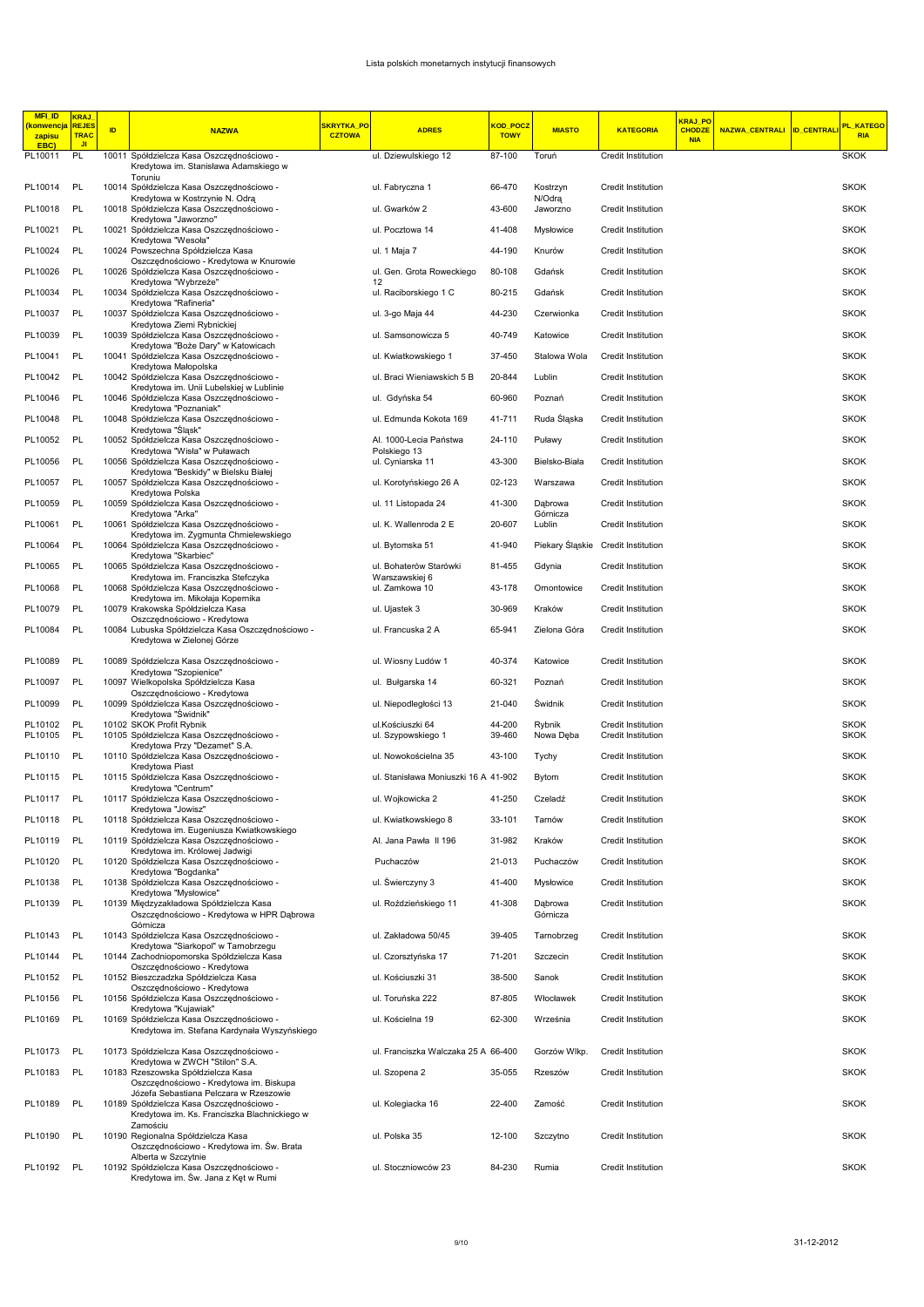Lista polskich monetarnych instytucji finansowych

| MFI_ID (konwencja zapisu EBC) | KRAJ_REJESTRACJI | ID | NAZWA | SKRYTKA_POCZTOWA | ADRES | KOD_POCZTOWY | MIASTO | KATEGORIA | KRAJ_POCHODZENIA | NAZWA_CENTRALI | ID_CENTRALI | PL_KATEGORIA |
|---|---|---|---|---|---|---|---|---|---|---|---|---|
| PL10011 | PL | 10011 | Spółdzielcza Kasa Oszczędnościowo - Kredytowa im. Stanisława Adamskiego w Toruniu | | ul. Dziewulskiego 12 | 87-100 | Toruń | Credit Institution | | | | SKOK |
| PL10014 | PL | 10014 | Spółdzielcza Kasa Oszczędnościowo - Kredytowa w Kostrzynie N. Odrą | | ul. Fabryczna 1 | 66-470 | Kostrzyn N/Odrą | Credit Institution | | | | SKOK |
| PL10018 | PL | 10018 | Spółdzielcza Kasa Oszczędnościowo - Kredytowa "Jaworzno" | | ul. Gwarków 2 | 43-600 | Jaworzno | Credit Institution | | | | SKOK |
| PL10021 | PL | 10021 | Spółdzielcza Kasa Oszczędnościowo - Kredytowa "Wesoła" | | ul. Pocztowa 14 | 41-408 | Mysłowice | Credit Institution | | | | SKOK |
| PL10024 | PL | 10024 | Powszechna Spółdzielcza Kasa Oszczędnościowo - Kredytowa w Knurowie | | ul. 1 Maja 7 | 44-190 | Knurów | Credit Institution | | | | SKOK |
| PL10026 | PL | 10026 | Spółdzielcza Kasa Oszczędnościowo - Kredytowa "Wybrzeże" | | ul. Gen. Grota Roweckiego 12 | 80-108 | Gdańsk | Credit Institution | | | | SKOK |
| PL10034 | PL | 10034 | Spółdzielcza Kasa Oszczędnościowo - Kredytowa "Rafineria" | | ul. Raciborskiego 1 C | 80-215 | Gdańsk | Credit Institution | | | | SKOK |
| PL10037 | PL | 10037 | Spółdzielcza Kasa Oszczędnościowo - Kredytowa Ziemi Rybnickiej | | ul. 3-go Maja 44 | 44-230 | Czerwionka | Credit Institution | | | | SKOK |
| PL10039 | PL | 10039 | Spółdzielcza Kasa Oszczędnościowo - Kredytowa "Boże Dary" w Katowicach | | ul. Samsonowicza 5 | 40-749 | Katowice | Credit Institution | | | | SKOK |
| PL10041 | PL | 10041 | Spółdzielcza Kasa Oszczędnościowo - Kredytowa Małopolska | | ul. Kwiatkowskiego 1 | 37-450 | Stalowa Wola | Credit Institution | | | | SKOK |
| PL10042 | PL | 10042 | Spółdzielcza Kasa Oszczędnościowo - Kredytowa im. Unii Lubelskiej w Lublinie | | ul. Braci Wieniawskich 5 B | 20-844 | Lublin | Credit Institution | | | | SKOK |
| PL10046 | PL | 10046 | Spółdzielcza Kasa Oszczędnościowo - Kredytowa "Poznaniak" | | ul. Gdyńska 54 | 60-960 | Poznań | Credit Institution | | | | SKOK |
| PL10048 | PL | 10048 | Spółdzielcza Kasa Oszczędnościowo - Kredytowa "Śląsk" | | ul. Edmunda Kokota 169 | 41-711 | Ruda Śląska | Credit Institution | | | | SKOK |
| PL10052 | PL | 10052 | Spółdzielcza Kasa Oszczędnościowo - Kredytowa "Wisła" w Puławach | | Al. 1000-Lecia Państwa Polskiego 13 | 24-110 | Puławy | Credit Institution | | | | SKOK |
| PL10056 | PL | 10056 | Spółdzielcza Kasa Oszczędnościowo - Kredytowa "Beskidy" w Bielsku Białej | | ul. Cyniarska 11 | 43-300 | Bielsko-Biała | Credit Institution | | | | SKOK |
| PL10057 | PL | 10057 | Spółdzielcza Kasa Oszczędnościowo - Kredytowa Polska | | ul. Korotyńskiego 26 A | 02-123 | Warszawa | Credit Institution | | | | SKOK |
| PL10059 | PL | 10059 | Spółdzielcza Kasa Oszczędnościowo - Kredytowa "Arka" | | ul. 11 Listopada 24 | 41-300 | Dąbrowa Górnicza | Credit Institution | | | | SKOK |
| PL10061 | PL | 10061 | Spółdzielcza Kasa Oszczędnościowo - Kredytowa im. Zygmunta Chmielewskiego | | ul. K. Wallenroda 2 E | 20-607 | Lublin | Credit Institution | | | | SKOK |
| PL10064 | PL | 10064 | Spółdzielcza Kasa Oszczędnościowo - Kredytowa "Skarbiec" | | ul. Bytomska 51 | 41-940 | Piekary Śląskie | Credit Institution | | | | SKOK |
| PL10065 | PL | 10065 | Spółdzielcza Kasa Oszczędnościowo - Kredytowa im. Franciszka Stefczyka | | ul. Bohaterów Starówki Warszawskiej 6 | 81-455 | Gdynia | Credit Institution | | | | SKOK |
| PL10068 | PL | 10068 | Spółdzielcza Kasa Oszczędnościowo - Kredytowa im. Mikołaja Kopernika | | ul. Zamkowa 10 | 43-178 | Ornontowice | Credit Institution | | | | SKOK |
| PL10079 | PL | 10079 | Krakowska Spółdzielcza Kasa Oszczędnościowo - Kredytowa | | ul. Ujastek 3 | 30-969 | Kraków | Credit Institution | | | | SKOK |
| PL10084 | PL | 10084 | Lubuska Spółdzielcza Kasa Oszczędnościowo - Kredytowa w Zielonej Górze | | ul. Francuska 2 A | 65-941 | Zielona Góra | Credit Institution | | | | SKOK |
| PL10089 | PL | 10089 | Spółdzielcza Kasa Oszczędnościowo - Kredytowa "Szopienice" | | ul. Wiosny Ludów 1 | 40-374 | Katowice | Credit Institution | | | | SKOK |
| PL10097 | PL | 10097 | Wielkopolska Spółdzielcza Kasa Oszczędnościowo - Kredytowa | | ul. Bułgarska 14 | 60-321 | Poznań | Credit Institution | | | | SKOK |
| PL10099 | PL | 10099 | Spółdzielcza Kasa Oszczędnościowo - Kredytowa "Świdnik" | | ul. Niepodległości 13 | 21-040 | Świdnik | Credit Institution | | | | SKOK |
| PL10102 | PL | 10102 | SKOK Profit Rybnik | | ul.Kościuszki 64 | 44-200 | Rybnik | Credit Institution | | | | SKOK |
| PL10105 | PL | 10105 | Spółdzielcza Kasa Oszczędnościowo - Kredytowa Przy "Dezamet" S.A. | | ul. Szypowskiego 1 | 39-460 | Nowa Dęba | Credit Institution | | | | SKOK |
| PL10110 | PL | 10110 | Spółdzielcza Kasa Oszczędnościowo - Kredytowa Piast | | ul. Nowokościelna 35 | 43-100 | Tychy | Credit Institution | | | | SKOK |
| PL10115 | PL | 10115 | Spółdzielcza Kasa Oszczędnościowo - Kredytowa "Centrum" | | ul. Stanisława Moniuszki 16 A | 41-902 | Bytom | Credit Institution | | | | SKOK |
| PL10117 | PL | 10117 | Spółdzielcza Kasa Oszczędnościowo - Kredytowa "Jowisz" | | ul. Wojkowicka 2 | 41-250 | Czeladź | Credit Institution | | | | SKOK |
| PL10118 | PL | 10118 | Spółdzielcza Kasa Oszczędnościowo - Kredytowa im. Eugeniusza Kwiatkowskiego | | ul. Kwiatkowskiego 8 | 33-101 | Tarnów | Credit Institution | | | | SKOK |
| PL10119 | PL | 10119 | Spółdzielcza Kasa Oszczędnościowo - Kredytowa im. Królowej Jadwigi | | Al. Jana Pawła II 196 | 31-982 | Kraków | Credit Institution | | | | SKOK |
| PL10120 | PL | 10120 | Spółdzielcza Kasa Oszczędnościowo - Kredytowa "Bogdanka" | | Puchaczów | 21-013 | Puchaczów | Credit Institution | | | | SKOK |
| PL10138 | PL | 10138 | Spółdzielcza Kasa Oszczędnościowo - Kredytowa "Mysłowice" | | ul. Świerczyny 3 | 41-400 | Mysłowice | Credit Institution | | | | SKOK |
| PL10139 | PL | 10139 | Międzyzakładowa Spółdzielcza Kasa Oszczędnościowo - Kredytowa w HPR Dąbrowa Górnicza | | ul. Roździeńskiego 11 | 41-308 | Dąbrowa Górnicza | Credit Institution | | | | SKOK |
| PL10143 | PL | 10143 | Spółdzielcza Kasa Oszczędnościowo - Kredytowa "Siarkopol" w Tarnobrzegu | | ul. Zakładowa 50/45 | 39-405 | Tarnobrzeg | Credit Institution | | | | SKOK |
| PL10144 | PL | 10144 | Zachodniopomorska Spółdzielcza Kasa Oszczędnościowo - Kredytowa | | ul. Czorsztyńska 17 | 71-201 | Szczecin | Credit Institution | | | | SKOK |
| PL10152 | PL | 10152 | Bieszczadzka Spółdzielcza Kasa Oszczędnościowo - Kredytowa | | ul. Kościuszki 31 | 38-500 | Sanok | Credit Institution | | | | SKOK |
| PL10156 | PL | 10156 | Spółdzielcza Kasa Oszczędnościowo - Kredytowa "Kujawiak" | | ul. Toruńska 222 | 87-805 | Włocławek | Credit Institution | | | | SKOK |
| PL10169 | PL | 10169 | Spółdzielcza Kasa Oszczędnościowo - Kredytowa im. Stefana Kardynała Wyszyńskiego | | ul. Kościelna 19 | 62-300 | Września | Credit Institution | | | | SKOK |
| PL10173 | PL | 10173 | Spółdzielcza Kasa Oszczędnościowo - Kredytowa w ZWCH "Stilon" S.A. | | ul. Franciszka Walczaka 25 A | 66-400 | Gorzów Wlkp. | Credit Institution | | | | SKOK |
| PL10183 | PL | 10183 | Rzeszowska Spółdzielcza Kasa Oszczędnościowo - Kredytowa im. Biskupa Józefa Sebastiana Pelczara w Rzeszowie | | ul. Szopena 2 | 35-055 | Rzeszów | Credit Institution | | | | SKOK |
| PL10189 | PL | 10189 | Spółdzielcza Kasa Oszczędnościowo - Kredytowa im. Ks. Franciszka Blachnickiego w Zamościu | | ul. Kolegiacka 16 | 22-400 | Zamość | Credit Institution | | | | SKOK |
| PL10190 | PL | 10190 | Regionalna Spółdzielcza Kasa Oszczędnościowo - Kredytowa im. Św. Brata Alberta w Szczytnie | | ul. Polska 35 | 12-100 | Szczytno | Credit Institution | | | | SKOK |
| PL10192 | PL | 10192 | Spółdzielcza Kasa Oszczędnościowo - Kredytowa im. Św. Jana z Kęt w Rumi | | ul. Stoczniowców 23 | 84-230 | Rumia | Credit Institution | | | | SKOK |

31-12-2012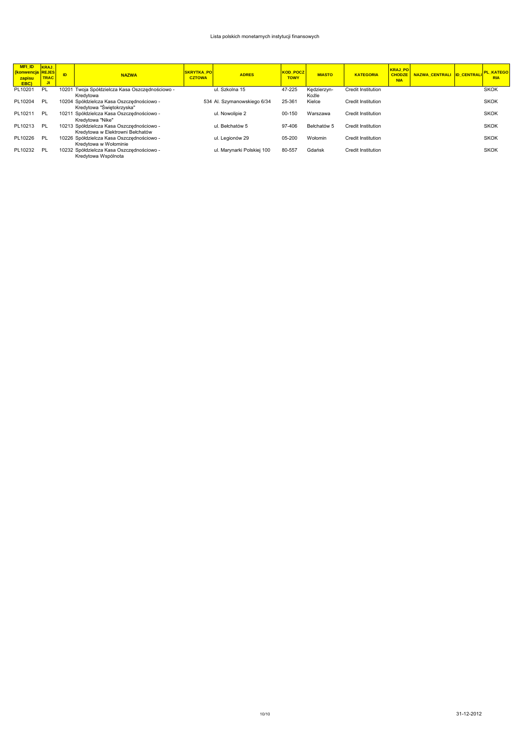Lista polskich monetarnych instytucji finansowych

| MFI_ID (konwencja zapisu EBC) | KRAJ_REJESTRACJI | ID | NAZWA | SKRYTKA_POCZTOWA | ADRES | KOD_POCZTOWY | MIASTO | KATEGORIA | KRAJ_POCHODZENIA | NAZWA_CENTRALI | ID_CENTRALI | PL_KATEGORIA |
|---|---|---|---|---|---|---|---|---|---|---|---|---|
| PL10201 | PL | 10201 | Twoja Spółdzielcza Kasa Oszczędnościowo - Kredytowa | | ul. Szkolna 15 | 47-225 | Kędzierzyn-Koźle | Credit Institution | | | | SKOK |
| PL10204 | PL | 10204 | Spółdzielcza Kasa Oszczędnościowo - Kredytowa "Świętokrzyska" | 534 | Al. Szymanowskiego 6/34 | 25-361 | Kielce | Credit Institution | | | | SKOK |
| PL10211 | PL | 10211 | Spółdzielcza Kasa Oszczędnościowo - Kredytowa "Nike" | | ul. Nowolipie 2 | 00-150 | Warszawa | Credit Institution | | | | SKOK |
| PL10213 | PL | 10213 | Spółdzielcza Kasa Oszczędnościowo - Kredytowa w Elektrowni Bełchatów | | ul. Bełchatów 5 | 97-406 | Bełchatów 5 | Credit Institution | | | | SKOK |
| PL10226 | PL | 10226 | Spółdzielcza Kasa Oszczędnościowo - Kredytowa w Wołominie | | ul. Legionów 29 | 05-200 | Wołomin | Credit Institution | | | | SKOK |
| PL10232 | PL | 10232 | Spółdzielcza Kasa Oszczędnościowo - Kredytowa Wspólnota | | ul. Marynarki Polskiej 100 | 80-557 | Gdańsk | Credit Institution | | | | SKOK |

31-12-2012